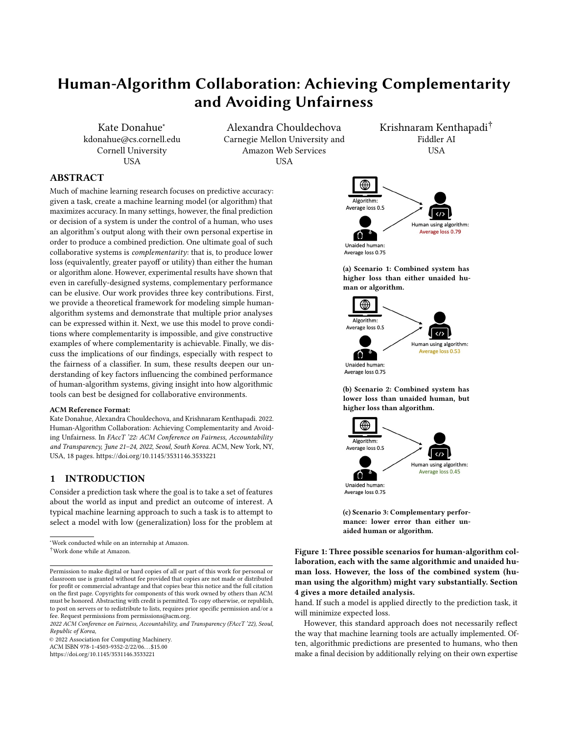# Human-Algorithm Collaboration: Achieving Complementarity and Avoiding Unfairness

Kate Donahue*
kdonahue@cs.cornell.edu
Cornell University
USA

Alexandra Chouldechova
Carnegie Mellon University and Amazon Web Services
USA

Krishnaram Kenthapadi†
Fiddler AI
USA

## ABSTRACT

Much of machine learning research focuses on predictive accuracy: given a task, create a machine learning model (or algorithm) that maximizes accuracy. In many settings, however, the final prediction or decision of a system is under the control of a human, who uses an algorithm's output along with their own personal expertise in order to produce a combined prediction. One ultimate goal of such collaborative systems is *complementarity*: that is, to produce lower loss (equivalently, greater payoff or utility) than either the human or algorithm alone. However, experimental results have shown that even in carefully-designed systems, complementary performance can be elusive. Our work provides three key contributions. First, we provide a theoretical framework for modeling simple human-algorithm systems and demonstrate that multiple prior analyses can be expressed within it. Next, we use this model to prove conditions where complementarity is impossible, and give constructive examples of where complementarity is achievable. Finally, we discuss the implications of our findings, especially with respect to the fairness of a classifier. In sum, these results deepen our understanding of key factors influencing the combined performance of human-algorithm systems, giving insight into how algorithmic tools can best be designed for collaborative environments.

**ACM Reference Format:**
Kate Donahue, Alexandra Chouldechova, and Krishnaram Kenthapadi. 2022. Human-Algorithm Collaboration: Achieving Complementarity and Avoiding Unfairness. In *FAccT '22: ACM Conference on Fairness, Accountability and Transparency, June 21–24, 2022, Seoul, South Korea.* ACM, New York, NY, USA, 18 pages. https://doi.org/10.1145/3531146.3533221

## 1 INTRODUCTION

Consider a prediction task where the goal is to take a set of features about the world as input and predict an outcome of interest. A typical machine learning approach to such a task is to attempt to select a model with low (generalization) loss for the problem at hand. If such a model is applied directly to the prediction task, it will minimize expected loss.

However, this standard approach does not necessarily reflect the way that machine learning tools are actually implemented. Often, algorithmic predictions are presented to humans, who then make a final decision by additionally relying on their own expertise

Algorithm: Average loss 0.5
Unaided human: Average loss 0.75
Human using algorithm: Average loss 0.79

(a) Scenario 1: Combined system has higher loss than either unaided human or algorithm.

Algorithm: Average loss 0.5
Unaided human: Average loss 0.75
Human using algorithm: Average loss 0.53

(b) Scenario 2: Combined system has lower loss than unaided human, but higher loss than algorithm.

Algorithm: Average loss 0.5
Unaided human: Average loss 0.75
Human using algorithm: Average loss 0.45

(c) Scenario 3: Complementary performance: lower error than either unaided human or algorithm.

**Figure 1: Three possible scenarios for human-algorithm collaboration, each with the same algorithmic and unaided human loss. However, the loss of the combined system (human using the algorithm) might vary substantially. Section 4 gives a more detailed analysis.**

*Work conducted while on an internship at Amazon.
†Work done while at Amazon.

Permission to make digital or hard copies of all or part of this work for personal or classroom use is granted without fee provided that copies are not made or distributed for profit or commercial advantage and that copies bear this notice and the full citation on the first page. Copyrights for components of this work owned by others than ACM must be honored. Abstracting with credit is permitted. To copy otherwise, or republish, to post on servers or to redistribute to lists, requires prior specific permission and/or a fee. Request permissions from permissions@acm.org.
*2022 ACM Conference on Fairness, Accountability, and Transparency (FAccT '22), Seoul, Republic of Korea,*
© 2022 Association for Computing Machinery.
ACM ISBN 978-1-4503-9352-2/22/06…$15.00
https://doi.org/10.1145/3531146.3533221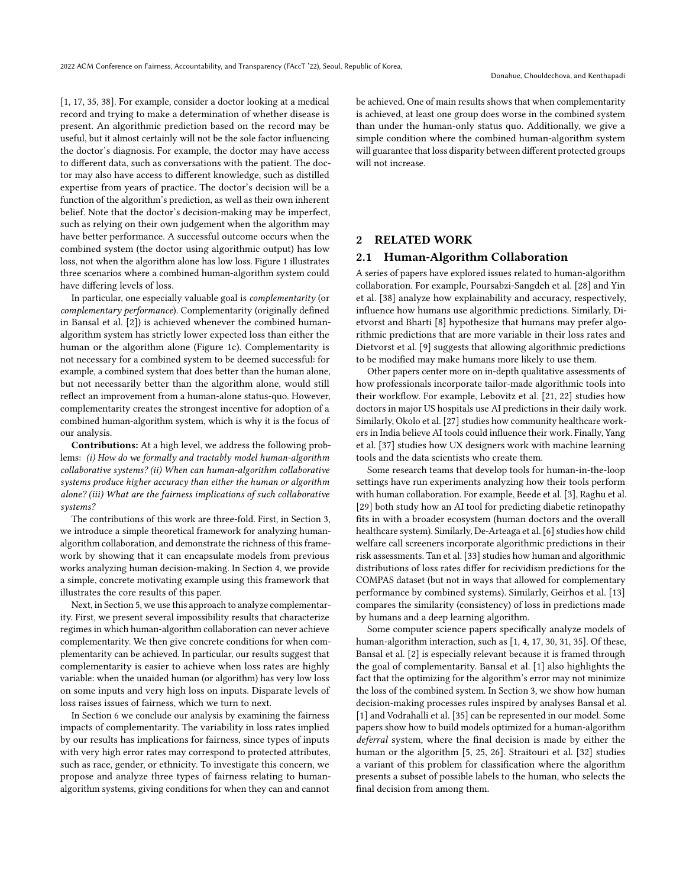[1, 17, 35, 38]. For example, consider a doctor looking at a medical record and trying to make a determination of whether disease is present. An algorithmic prediction based on the record may be useful, but it almost certainly will not be the sole factor influencing the doctor's diagnosis. For example, the doctor may have access to different data, such as conversations with the patient. The doctor may also have access to different knowledge, such as distilled expertise from years of practice. The doctor's decision will be a function of the algorithm's prediction, as well as their own inherent belief. Note that the doctor's decision-making may be imperfect, such as relying on their own judgement when the algorithm may have better performance. A successful outcome occurs when the combined system (the doctor using algorithmic output) has low loss, not when the algorithm alone has low loss. Figure 1 illustrates three scenarios where a combined human-algorithm system could have differing levels of loss.

In particular, one especially valuable goal is *complementarity* (or *complementary performance*). Complementarity (originally defined in Bansal et al. [2]) is achieved whenever the combined human-algorithm system has strictly lower expected loss than either the human or the algorithm alone (Figure 1c). Complementarity is not necessary for a combined system to be deemed successful: for example, a combined system that does better than the human alone, but not necessarily better than the algorithm alone, would still reflect an improvement from a human-alone status-quo. However, complementarity creates the strongest incentive for adoption of a combined human-algorithm system, which is why it is the focus of our analysis.

**Contributions:** At a high level, we address the following problems: *(i) How do we formally and tractably model human-algorithm collaborative systems? (ii) When can human-algorithm collaborative systems produce higher accuracy than either the human or algorithm alone? (iii) What are the fairness implications of such collaborative systems?*

The contributions of this work are three-fold. First, in Section 3, we introduce a simple theoretical framework for analyzing human-algorithm collaboration, and demonstrate the richness of this framework by showing that it can encapsulate models from previous works analyzing human decision-making. In Section 4, we provide a simple, concrete motivating example using this framework that illustrates the core results of this paper.

Next, in Section 5, we use this approach to analyze complementarity. First, we present several impossibility results that characterize regimes in which human-algorithm collaboration can never achieve complementarity. We then give concrete conditions for when complementarity can be achieved. In particular, our results suggest that complementarity is easier to achieve when loss rates are highly variable: when the unaided human (or algorithm) has very low loss on some inputs and very high loss on inputs. Disparate levels of loss raises issues of fairness, which we turn to next.

In Section 6 we conclude our analysis by examining the fairness impacts of complementarity. The variability in loss rates implied by our results has implications for fairness, since types of inputs with very high error rates may correspond to protected attributes, such as race, gender, or ethnicity. To investigate this concern, we propose and analyze three types of fairness relating to human-algorithm systems, giving conditions for when they can and cannot be achieved. One of main results shows that when complementarity is achieved, at least one group does worse in the combined system than under the human-only status quo. Additionally, we give a simple condition where the combined human-algorithm system will guarantee that loss disparity between different protected groups will not increase.

## 2 RELATED WORK

### 2.1 Human-Algorithm Collaboration

A series of papers have explored issues related to human-algorithm collaboration. For example, Poursabzi-Sangdeh et al. [28] and Yin et al. [38] analyze how explainability and accuracy, respectively, influence how humans use algorithmic predictions. Similarly, Dietvorst and Bharti [8] hypothesize that humans may prefer algorithmic predictions that are more variable in their loss rates and Dietvorst et al. [9] suggests that allowing algorithmic predictions to be modified may make humans more likely to use them.

Other papers center more on in-depth qualitative assessments of how professionals incorporate tailor-made algorithmic tools into their workflow. For example, Lebovitz et al. [21, 22] studies how doctors in major US hospitals use AI predictions in their daily work. Similarly, Okolo et al. [27] studies how community healthcare workers in India believe AI tools could influence their work. Finally, Yang et al. [37] studies how UX designers work with machine learning tools and the data scientists who create them.

Some research teams that develop tools for human-in-the-loop settings have run experiments analyzing how their tools perform with human collaboration. For example, Beede et al. [3], Raghu et al. [29] both study how an AI tool for predicting diabetic retinopathy fits in with a broader ecosystem (human doctors and the overall healthcare system). Similarly, De-Arteaga et al. [6] studies how child welfare call screeners incorporate algorithmic predictions in their risk assessments. Tan et al. [33] studies how human and algorithmic distributions of loss rates differ for recividism predictions for the COMPAS dataset (but not in ways that allowed for complementary performance by combined systems). Similarly, Geirhos et al. [13] compares the similarity (consistency) of loss in predictions made by humans and a deep learning algorithm.

Some computer science papers specifically analyze models of human-algorithm interaction, such as [1, 4, 17, 30, 31, 35]. Of these, Bansal et al. [2] is especially relevant because it is framed through the goal of complementarity. Bansal et al. [1] also highlights the fact that the optimizing for the algorithm's error may not minimize the loss of the combined system. In Section 3, we show how human decision-making processes rules inspired by analyses Bansal et al. [1] and Vodrahalli et al. [35] can be represented in our model. Some papers show how to build models optimized for a human-algorithm *deferral* system, where the final decision is made by either the human or the algorithm [5, 25, 26]. Straitouri et al. [32] studies a variant of this problem for classification where the algorithm presents a subset of possible labels to the human, who selects the final decision from among them.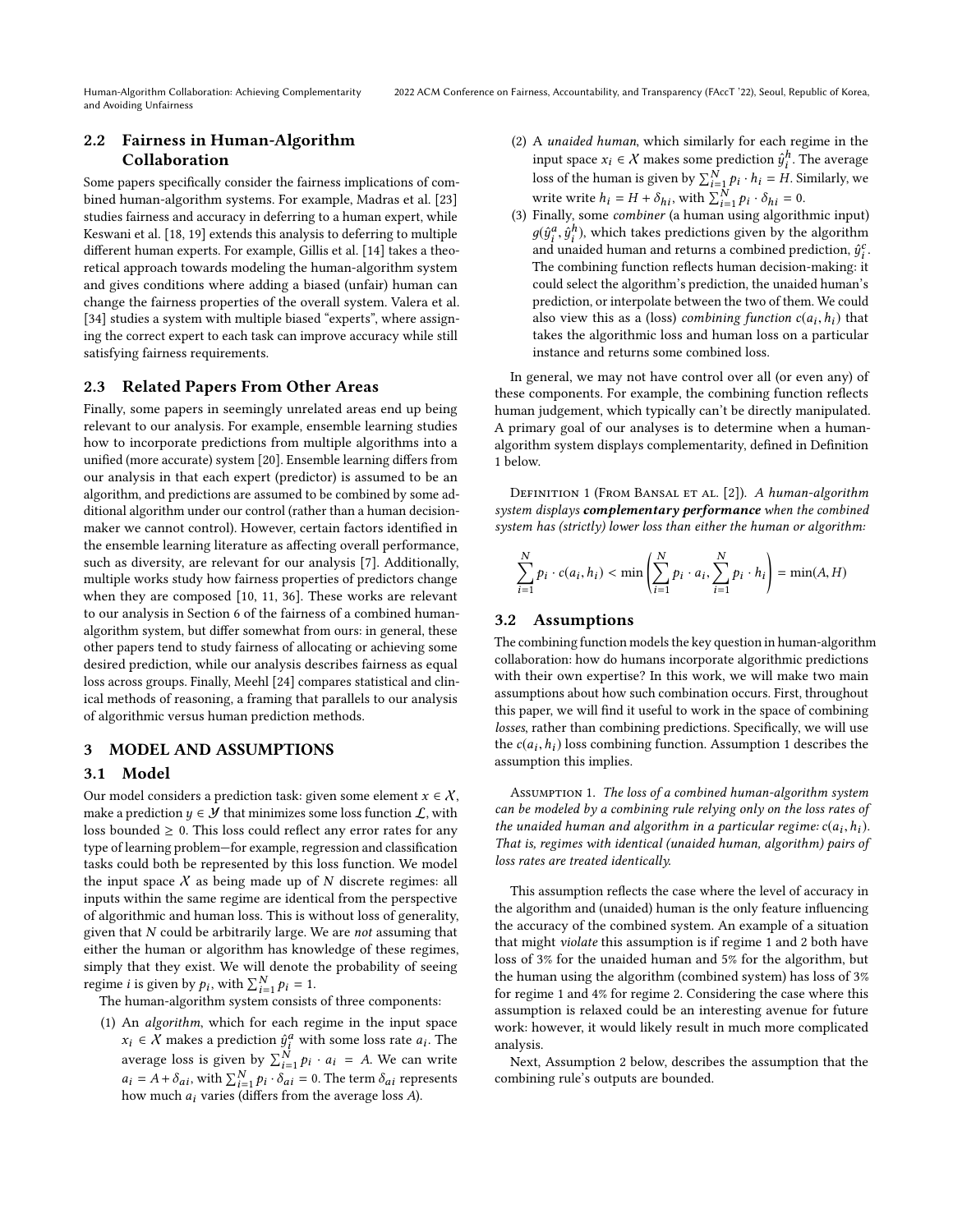## 2.2 Fairness in Human-Algorithm Collaboration

Some papers specifically consider the fairness implications of combined human-algorithm systems. For example, Madras et al. [23] studies fairness and accuracy in deferring to a human expert, while Keswani et al. [18, 19] extends this analysis to deferring to multiple different human experts. For example, Gillis et al. [14] takes a theoretical approach towards modeling the human-algorithm system and gives conditions where adding a biased (unfair) human can change the fairness properties of the overall system. Valera et al. [34] studies a system with multiple biased "experts", where assigning the correct expert to each task can improve accuracy while still satisfying fairness requirements.

## 2.3 Related Papers From Other Areas

Finally, some papers in seemingly unrelated areas end up being relevant to our analysis. For example, ensemble learning studies how to incorporate predictions from multiple algorithms into a unified (more accurate) system [20]. Ensemble learning differs from our analysis in that each expert (predictor) is assumed to be an algorithm, and predictions are assumed to be combined by some additional algorithm under our control (rather than a human decision-maker we cannot control). However, certain factors identified in the ensemble learning literature as affecting overall performance, such as diversity, are relevant for our analysis [7]. Additionally, multiple works study how fairness properties of predictors change when they are composed [10, 11, 36]. These works are relevant to our analysis in Section 6 of the fairness of a combined human-algorithm system, but differ somewhat from ours: in general, these other papers tend to study fairness of allocating or achieving some desired prediction, while our analysis describes fairness as equal loss across groups. Finally, Meehl [24] compares statistical and clinical methods of reasoning, a framing that parallels to our analysis of algorithmic versus human prediction methods.

# 3 MODEL AND ASSUMPTIONS

## 3.1 Model

Our model considers a prediction task: given some element $x \in \mathcal{X}$, make a prediction $y \in \mathcal{Y}$ that minimizes some loss function $\mathcal{L}$, with loss bounded $\geq 0$. This loss could reflect any error rates for any type of learning problem—for example, regression and classification tasks could both be represented by this loss function. We model the input space $\mathcal{X}$ as being made up of $N$ discrete regimes: all inputs within the same regime are identical from the perspective of algorithmic and human loss. This is without loss of generality, given that $N$ could be arbitrarily large. We are *not* assuming that either the human or algorithm has knowledge of these regimes, simply that they exist. We will denote the probability of seeing regime $i$ is given by $p_i$, with $\sum_{i=1}^{N} p_i = 1$.

The human-algorithm system consists of three components:

1. An *algorithm*, which for each regime in the input space $x_i \in \mathcal{X}$ makes a prediction $\hat{y}_i^a$ with some loss rate $a_i$. The average loss is given by $\sum_{i=1}^{N} p_i \cdot a_i = A$. We can write $a_i = A + \delta_{ai}$, with $\sum_{i=1}^{N} p_i \cdot \delta_{ai} = 0$. The term $\delta_{ai}$ represents how much $a_i$ varies (differs from the average loss $A$).
2. A *unaided human*, which similarly for each regime in the input space $x_i \in \mathcal{X}$ makes some prediction $\hat{y}_i^h$. The average loss of the human is given by $\sum_{i=1}^{N} p_i \cdot h_i = H$. Similarly, we write write $h_i = H + \delta_{hi}$, with $\sum_{i=1}^{N} p_i \cdot \delta_{hi} = 0$.
3. Finally, some *combiner* (a human using algorithmic input) $g(\hat{y}_i^a, \hat{y}_i^h)$, which takes predictions given by the algorithm and unaided human and returns a combined prediction, $\hat{y}_i^c$. The combining function reflects human decision-making: it could select the algorithm's prediction, the unaided human's prediction, or interpolate between the two of them. We could also view this as a (loss) *combining function* $c(a_i, h_i)$ that takes the algorithmic loss and human loss on a particular instance and returns some combined loss.

In general, we may not have control over all (or even any) of these components. For example, the combining function reflects human judgement, which typically can't be directly manipulated. A primary goal of our analyses is to determine when a human-algorithm system displays complementarity, defined in Definition 1 below.

Definition 1 (From Bansal et al. [2]). *A human-algorithm system displays* ***complementary performance*** *when the combined system has (strictly) lower loss than either the human or algorithm:*

$$\sum_{i=1}^{N} p_i \cdot c(a_i, h_i) < \min\left(\sum_{i=1}^{N} p_i \cdot a_i, \sum_{i=1}^{N} p_i \cdot h_i\right) = \min(A, H)$$

## 3.2 Assumptions

The combining function models the key question in human-algorithm collaboration: how do humans incorporate algorithmic predictions with their own expertise? In this work, we will make two main assumptions about how such combination occurs. First, throughout this paper, we will find it useful to work in the space of combining *losses*, rather than combining predictions. Specifically, we will use the $c(a_i, h_i)$ loss combining function. Assumption 1 describes the assumption this implies.

Assumption 1. *The loss of a combined human-algorithm system can be modeled by a combining rule relying only on the loss rates of the unaided human and algorithm in a particular regime: $c(a_i, h_i)$. That is, regimes with identical (unaided human, algorithm) pairs of loss rates are treated identically.*

This assumption reflects the case where the level of accuracy in the algorithm and (unaided) human is the only feature influencing the accuracy of the combined system. An example of a situation that might *violate* this assumption is if regime 1 and 2 both have loss of 3% for the unaided human and 5% for the algorithm, but the human using the algorithm (combined system) has loss of 3% for regime 1 and 4% for regime 2. Considering the case where this assumption is relaxed could be an interesting avenue for future work: however, it would likely result in much more complicated analysis.

Next, Assumption 2 below, describes the assumption that the combining rule's outputs are bounded.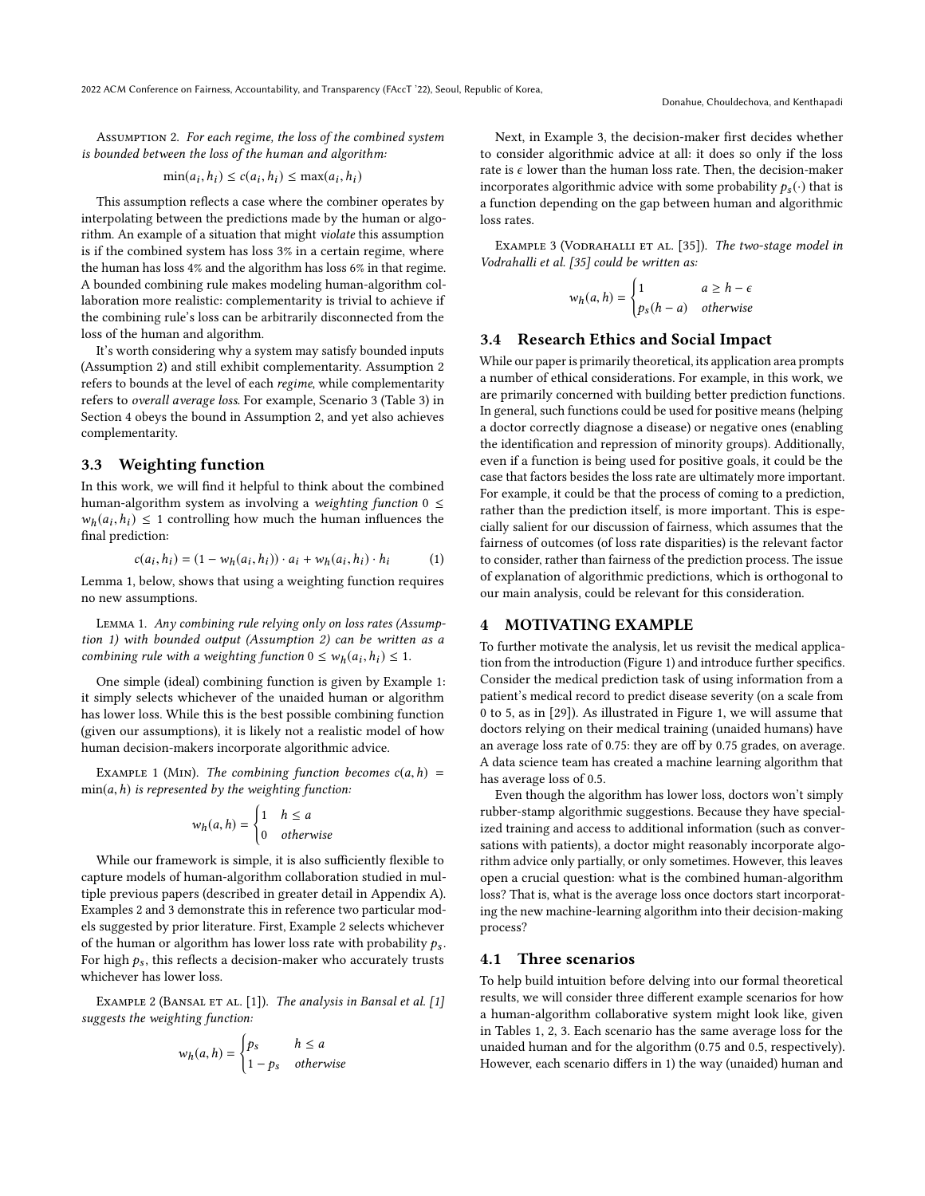Assumption 2. *For each regime, the loss of the combined system is bounded between the loss of the human and algorithm:*

$$\min(a_i, h_i) \leq c(a_i, h_i) \leq \max(a_i, h_i)$$

This assumption reflects a case where the combiner operates by interpolating between the predictions made by the human or algorithm. An example of a situation that might *violate* this assumption is if the combined system has loss 3% in a certain regime, where the human has loss 4% and the algorithm has loss 6% in that regime. A bounded combining rule makes modeling human-algorithm collaboration more realistic: complementarity is trivial to achieve if the combining rule's loss can be arbitrarily disconnected from the loss of the human and algorithm.

It's worth considering why a system may satisfy bounded inputs (Assumption 2) and still exhibit complementarity. Assumption 2 refers to bounds at the level of each *regime*, while complementarity refers to *overall average loss*. For example, Scenario 3 (Table 3) in Section 4 obeys the bound in Assumption 2, and yet also achieves complementarity.

### 3.3 Weighting function

In this work, we will find it helpful to think about the combined human-algorithm system as involving a *weighting function* $0 \leq w_h(a_i, h_i) \leq 1$ controlling how much the human influences the final prediction:

$$c(a_i, h_i) = (1 - w_h(a_i, h_i)) \cdot a_i + w_h(a_i, h_i) \cdot h_i \tag{1}$$

Lemma 1, below, shows that using a weighting function requires no new assumptions.

Lemma 1. *Any combining rule relying only on loss rates (Assumption 1) with bounded output (Assumption 2) can be written as a combining rule with a weighting function $0 \leq w_h(a_i, h_i) \leq 1$.*

One simple (ideal) combining function is given by Example 1: it simply selects whichever of the unaided human or algorithm has lower loss. While this is the best possible combining function (given our assumptions), it is likely not a realistic model of how human decision-makers incorporate algorithmic advice.

Example 1 (Min). *The combining function becomes $c(a, h) = \min(a, h)$ is represented by the weighting function:*

$$w_h(a, h) = \begin{cases} 1 & h \leq a \\ 0 & \text{otherwise} \end{cases}$$

While our framework is simple, it is also sufficiently flexible to capture models of human-algorithm collaboration studied in multiple previous papers (described in greater detail in Appendix A). Examples 2 and 3 demonstrate this in reference two particular models suggested by prior literature. First, Example 2 selects whichever of the human or algorithm has lower loss rate with probability $p_s$. For high $p_s$, this reflects a decision-maker who accurately trusts whichever has lower loss.

Example 2 (Bansal et al. [1]). *The analysis in Bansal et al. [1] suggests the weighting function:*

$$w_h(a, h) = \begin{cases} p_s & h \leq a \\ 1 - p_s & \text{otherwise} \end{cases}$$

Next, in Example 3, the decision-maker first decides whether to consider algorithmic advice at all: it does so only if the loss rate is $\epsilon$ lower than the human loss rate. Then, the decision-maker incorporates algorithmic advice with some probability $p_s(\cdot)$ that is a function depending on the gap between human and algorithmic loss rates.

Example 3 (Vodrahalli et al. [35]). *The two-stage model in Vodrahalli et al. [35] could be written as:*

$$w_h(a, h) = \begin{cases} 1 & a \geq h - \epsilon \\ p_s(h - a) & \text{otherwise} \end{cases}$$

### 3.4 Research Ethics and Social Impact

While our paper is primarily theoretical, its application area prompts a number of ethical considerations. For example, in this work, we are primarily concerned with building better prediction functions. In general, such functions could be used for positive means (helping a doctor correctly diagnose a disease) or negative ones (enabling the identification and repression of minority groups). Additionally, even if a function is being used for positive goals, it could be the case that factors besides the loss rate are ultimately more important. For example, it could be that the process of coming to a prediction, rather than the prediction itself, is more important. This is especially salient for our discussion of fairness, which assumes that the fairness of outcomes (of loss rate disparities) is the relevant factor to consider, rather than fairness of the prediction process. The issue of explanation of algorithmic predictions, which is orthogonal to our main analysis, could be relevant for this consideration.

## 4 MOTIVATING EXAMPLE

To further motivate the analysis, let us revisit the medical application from the introduction (Figure 1) and introduce further specifics. Consider the medical prediction task of using information from a patient's medical record to predict disease severity (on a scale from 0 to 5, as in [29]). As illustrated in Figure 1, we will assume that doctors relying on their medical training (unaided humans) have an average loss rate of 0.75: they are off by 0.75 grades, on average. A data science team has created a machine learning algorithm that has average loss of 0.5.

Even though the algorithm has lower loss, doctors won't simply rubber-stamp algorithmic suggestions. Because they have specialized training and access to additional information (such as conversations with patients), a doctor might reasonably incorporate algorithm advice only partially, or only sometimes. However, this leaves open a crucial question: what is the combined human-algorithm loss? That is, what is the average loss once doctors start incorporating the new machine-learning algorithm into their decision-making process?

### 4.1 Three scenarios

To help build intuition before delving into our formal theoretical results, we will consider three different example scenarios for how a human-algorithm collaborative system might look like, given in Tables 1, 2, 3. Each scenario has the same average loss for the unaided human and for the algorithm (0.75 and 0.5, respectively). However, each scenario differs in 1) the way (unaided) human and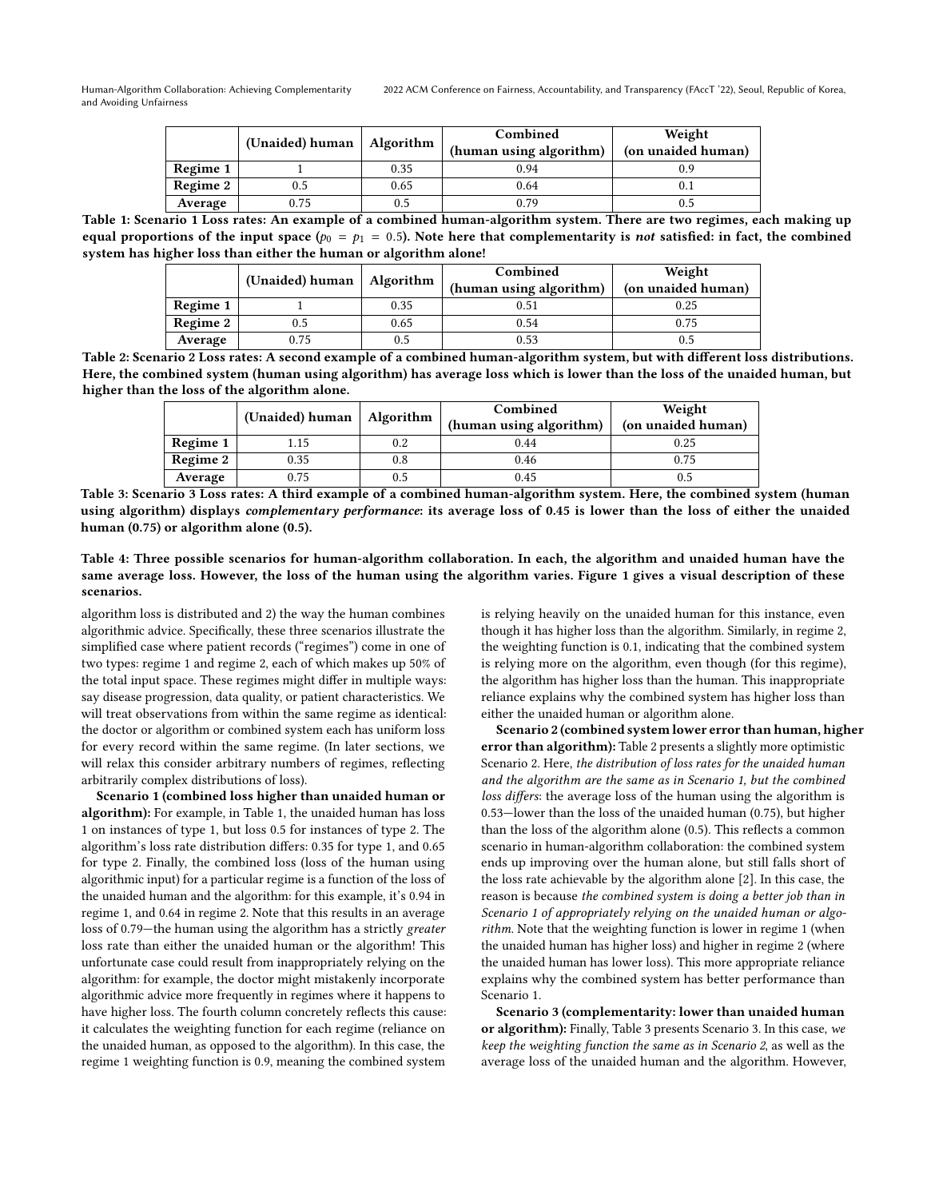| | (Unaided) human | Algorithm | Combined (human using algorithm) | Weight (on unaided human) |
|---|---|---|---|---|
| **Regime 1** | 1 | 0.35 | 0.94 | 0.9 |
| **Regime 2** | 0.5 | 0.65 | 0.64 | 0.1 |
| **Average** | 0.75 | 0.5 | 0.79 | 0.5 |

**Table 1: Scenario 1 Loss rates: An example of a combined human-algorithm system. There are two regimes, each making up equal proportions of the input space ($p_0 = p_1 = 0.5$). Note here that complementarity is *not* satisfied: in fact, the combined system has higher loss than either the human or algorithm alone!**

| | (Unaided) human | Algorithm | Combined (human using algorithm) | Weight (on unaided human) |
|---|---|---|---|---|
| **Regime 1** | 1 | 0.35 | 0.51 | 0.25 |
| **Regime 2** | 0.5 | 0.65 | 0.54 | 0.75 |
| **Average** | 0.75 | 0.5 | 0.53 | 0.5 |

**Table 2: Scenario 2 Loss rates: A second example of a combined human-algorithm system, but with different loss distributions. Here, the combined system (human using algorithm) has average loss which is lower than the loss of the unaided human, but higher than the loss of the algorithm alone.**

| | (Unaided) human | Algorithm | Combined (human using algorithm) | Weight (on unaided human) |
|---|---|---|---|---|
| **Regime 1** | 1.15 | 0.2 | 0.44 | 0.25 |
| **Regime 2** | 0.35 | 0.8 | 0.46 | 0.75 |
| **Average** | 0.75 | 0.5 | 0.45 | 0.5 |

**Table 3: Scenario 3 Loss rates: A third example of a combined human-algorithm system. Here, the combined system (human using algorithm) displays *complementary performance*: its average loss of 0.45 is lower than the loss of either the unaided human (0.75) or algorithm alone (0.5).**

**Table 4: Three possible scenarios for human-algorithm collaboration. In each, the algorithm and unaided human have the same average loss. However, the loss of the human using the algorithm varies. Figure 1 gives a visual description of these scenarios.**

algorithm loss is distributed and 2) the way the human combines algorithmic advice. Specifically, these three scenarios illustrate the simplified case where patient records ("regimes") come in one of two types: regime 1 and regime 2, each of which makes up 50% of the total input space. These regimes might differ in multiple ways: say disease progression, data quality, or patient characteristics. We will treat observations from within the same regime as identical: the doctor or algorithm or combined system each has uniform loss for every record within the same regime. (In later sections, we will relax this consider arbitrary numbers of regimes, reflecting arbitrarily complex distributions of loss).

**Scenario 1 (combined loss higher than unaided human or algorithm):** For example, in Table 1, the unaided human has loss 1 on instances of type 1, but loss 0.5 for instances of type 2. The algorithm's loss rate distribution differs: 0.35 for type 1, and 0.65 for type 2. Finally, the combined loss (loss of the human using algorithmic input) for a particular regime is a function of the loss of the unaided human and the algorithm: for this example, it's 0.94 in regime 1, and 0.64 in regime 2. Note that this results in an average loss of 0.79—the human using the algorithm has a strictly *greater* loss rate than either the unaided human or the algorithm! This unfortunate case could result from inappropriately relying on the algorithm: for example, the doctor might mistakenly incorporate algorithmic advice more frequently in regimes where it happens to have higher loss. The fourth column concretely reflects this cause: it calculates the weighting function for each regime (reliance on the unaided human, as opposed to the algorithm). In this case, the regime 1 weighting function is 0.9, meaning the combined system is relying heavily on the unaided human for this instance, even though it has higher loss than the algorithm. Similarly, in regime 2, the weighting function is 0.1, indicating that the combined system is relying more on the algorithm, even though (for this regime), the algorithm has higher loss than the human. This inappropriate reliance explains why the combined system has higher loss than either the unaided human or algorithm alone.

**Scenario 2 (combined system lower error than human, higher error than algorithm):** Table 2 presents a slightly more optimistic Scenario 2. Here, *the distribution of loss rates for the unaided human and the algorithm are the same as in Scenario 1, but the combined loss differs*: the average loss of the human using the algorithm is 0.53—lower than the loss of the unaided human (0.75), but higher than the loss of the algorithm alone (0.5). This reflects a common scenario in human-algorithm collaboration: the combined system ends up improving over the human alone, but still falls short of the loss rate achievable by the algorithm alone [2]. In this case, the reason is because *the combined system is doing a better job than in Scenario 1 of appropriately relying on the unaided human or algorithm.* Note that the weighting function is lower in regime 1 (when the unaided human has higher loss) and higher in regime 2 (where the unaided human has lower loss). This more appropriate reliance explains why the combined system has better performance than Scenario 1.

**Scenario 3 (complementarity: lower than unaided human or algorithm):** Finally, Table 3 presents Scenario 3. In this case, *we keep the weighting function the same as in Scenario 2*, as well as the average loss of the unaided human and the algorithm. However,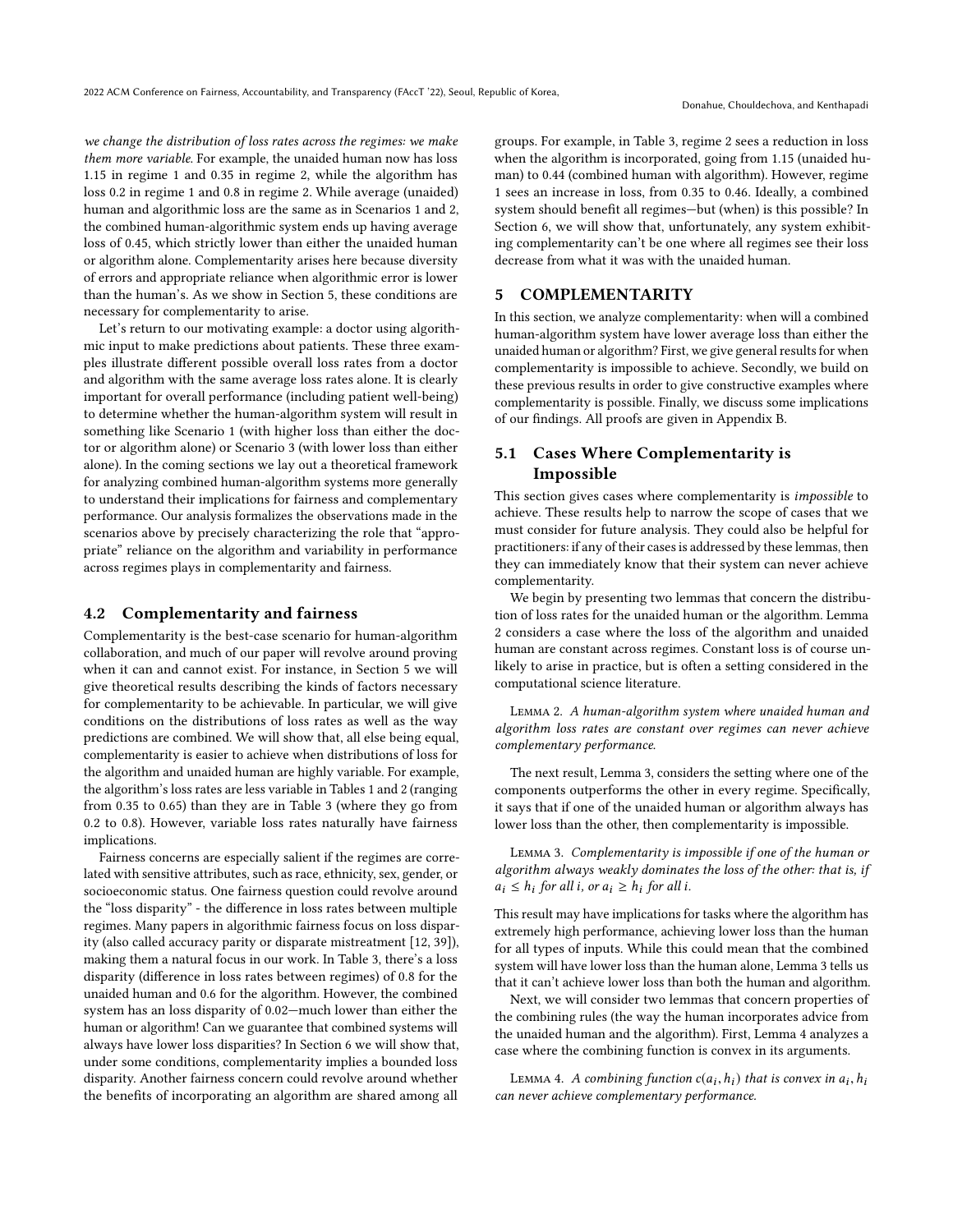*we change the distribution of loss rates across the regimes: we make them more variable.* For example, the unaided human now has loss 1.15 in regime 1 and 0.35 in regime 2, while the algorithm has loss 0.2 in regime 1 and 0.8 in regime 2. While average (unaided) human and algorithmic loss are the same as in Scenarios 1 and 2, the combined human-algorithmic system ends up having average loss of 0.45, which strictly lower than either the unaided human or algorithm alone. Complementarity arises here because diversity of errors and appropriate reliance when algorithmic error is lower than the human's. As we show in Section 5, these conditions are necessary for complementarity to arise.

Let's return to our motivating example: a doctor using algorithmic input to make predictions about patients. These three examples illustrate different possible overall loss rates from a doctor and algorithm with the same average loss rates alone. It is clearly important for overall performance (including patient well-being) to determine whether the human-algorithm system will result in something like Scenario 1 (with higher loss than either the doctor or algorithm alone) or Scenario 3 (with lower loss than either alone). In the coming sections we lay out a theoretical framework for analyzing combined human-algorithm systems more generally to understand their implications for fairness and complementary performance. Our analysis formalizes the observations made in the scenarios above by precisely characterizing the role that "appropriate" reliance on the algorithm and variability in performance across regimes plays in complementarity and fairness.

## 4.2 Complementarity and fairness

Complementarity is the best-case scenario for human-algorithm collaboration, and much of our paper will revolve around proving when it can and cannot exist. For instance, in Section 5 we will give theoretical results describing the kinds of factors necessary for complementarity to be achievable. In particular, we will give conditions on the distributions of loss rates as well as the way predictions are combined. We will show that, all else being equal, complementarity is easier to achieve when distributions of loss for the algorithm and unaided human are highly variable. For example, the algorithm's loss rates are less variable in Tables 1 and 2 (ranging from 0.35 to 0.65) than they are in Table 3 (where they go from 0.2 to 0.8). However, variable loss rates naturally have fairness implications.

Fairness concerns are especially salient if the regimes are correlated with sensitive attributes, such as race, ethnicity, sex, gender, or socioeconomic status. One fairness question could revolve around the "loss disparity" - the difference in loss rates between multiple regimes. Many papers in algorithmic fairness focus on loss disparity (also called accuracy parity or disparate mistreatment [12, 39]), making them a natural focus in our work. In Table 3, there's a loss disparity (difference in loss rates between regimes) of 0.8 for the unaided human and 0.6 for the algorithm. However, the combined system has an loss disparity of 0.02—much lower than either the human or algorithm! Can we guarantee that combined systems will always have lower loss disparities? In Section 6 we will show that, under some conditions, complementarity implies a bounded loss disparity. Another fairness concern could revolve around whether the benefits of incorporating an algorithm are shared among all groups. For example, in Table 3, regime 2 sees a reduction in loss when the algorithm is incorporated, going from 1.15 (unaided human) to 0.44 (combined human with algorithm). However, regime 1 sees an increase in loss, from 0.35 to 0.46. Ideally, a combined system should benefit all regimes—but (when) is this possible? In Section 6, we will show that, unfortunately, any system exhibiting complementarity can't be one where all regimes see their loss decrease from what it was with the unaided human.

# 5 COMPLEMENTARITY

In this section, we analyze complementarity: when will a combined human-algorithm system have lower average loss than either the unaided human or algorithm? First, we give general results for when complementarity is impossible to achieve. Secondly, we build on these previous results in order to give constructive examples where complementarity is possible. Finally, we discuss some implications of our findings. All proofs are given in Appendix B.

## 5.1 Cases Where Complementarity is Impossible

This section gives cases where complementarity is *impossible* to achieve. These results help to narrow the scope of cases that we must consider for future analysis. They could also be helpful for practitioners: if any of their cases is addressed by these lemmas, then they can immediately know that their system can never achieve complementarity.

We begin by presenting two lemmas that concern the distribution of loss rates for the unaided human or the algorithm. Lemma 2 considers a case where the loss of the algorithm and unaided human are constant across regimes. Constant loss is of course unlikely to arise in practice, but is often a setting considered in the computational science literature.

Lemma 2. *A human-algorithm system where unaided human and algorithm loss rates are constant over regimes can never achieve complementary performance.*

The next result, Lemma 3, considers the setting where one of the components outperforms the other in every regime. Specifically, it says that if one of the unaided human or algorithm always has lower loss than the other, then complementarity is impossible.

Lemma 3. *Complementarity is impossible if one of the human or algorithm always weakly dominates the loss of the other: that is, if $a_i \leq h_i$ for all $i$, or $a_i \geq h_i$ for all $i$.*

This result may have implications for tasks where the algorithm has extremely high performance, achieving lower loss than the human for all types of inputs. While this could mean that the combined system will have lower loss than the human alone, Lemma 3 tells us that it can't achieve lower loss than both the human and algorithm.

Next, we will consider two lemmas that concern properties of the combining rules (the way the human incorporates advice from the unaided human and the algorithm). First, Lemma 4 analyzes a case where the combining function is convex in its arguments.

Lemma 4. *A combining function $c(a_i, h_i)$ that is convex in $a_i, h_i$ can never achieve complementary performance.*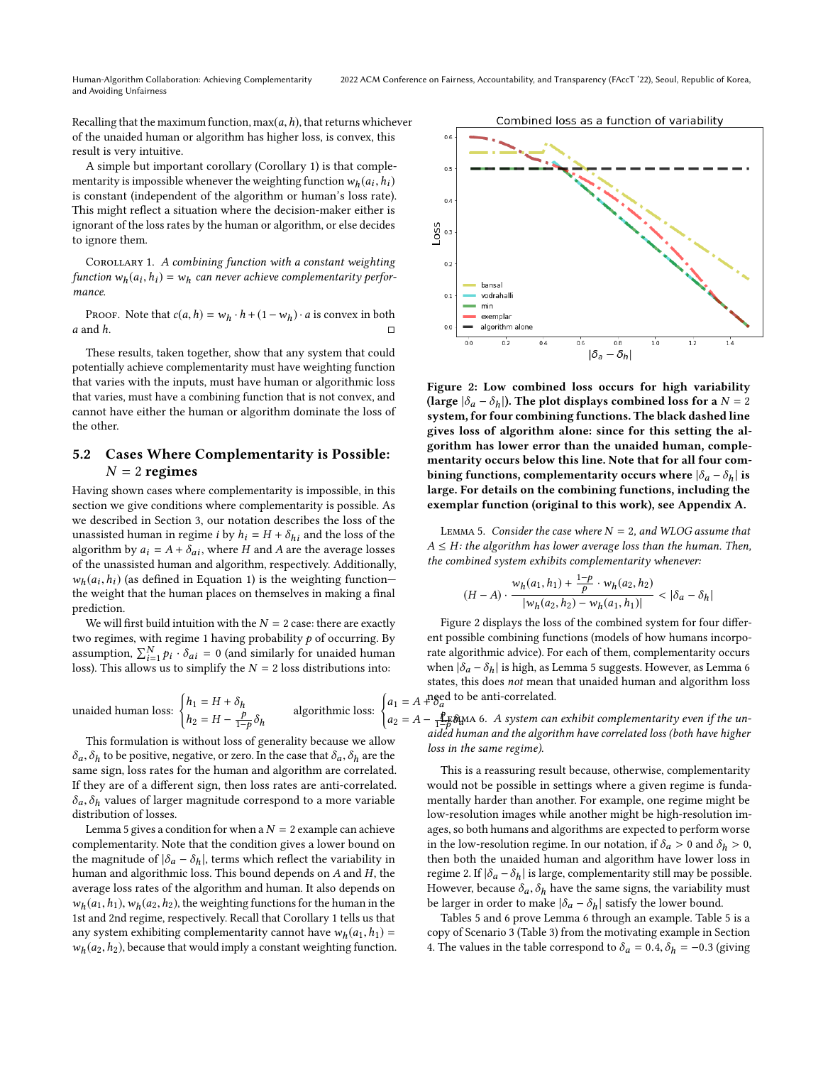Recalling that the maximum function, $\max(a, h)$, that returns whichever of the unaided human or algorithm has higher loss, is convex, this result is very intuitive.

A simple but important corollary (Corollary 1) is that complementarity is impossible whenever the weighting function $w_h(a_i, h_i)$ is constant (independent of the algorithm or human's loss rate). This might reflect a situation where the decision-maker either is ignorant of the loss rates by the human or algorithm, or else decides to ignore them.

COROLLARY 1. *A combining function with a constant weighting function $w_h(a_i, h_i) = w_h$ can never achieve complementarity performance.*

PROOF. Note that $c(a, h) = w_h \cdot h + (1 - w_h) \cdot a$ is convex in both $a$ and $h$. □

These results, taken together, show that any system that could potentially achieve complementarity must have weighting function that varies with the inputs, must have human or algorithmic loss that varies, must have a combining function that is not convex, and cannot have either the human or algorithm dominate the loss of the other.

## 5.2 Cases Where Complementarity is Possible: $N = 2$ regimes

Having shown cases where complementarity is impossible, in this section we give conditions where complementarity is possible. As we described in Section 3, our notation describes the loss of the unassisted human in regime $i$ by $h_i = H + \delta_{hi}$ and the loss of the algorithm by $a_i = A + \delta_{ai}$, where $H$ and $A$ are the average losses of the unassisted human and algorithm, respectively. Additionally, $w_h(a_i, h_i)$ (as defined in Equation 1) is the weighting function—the weight that the human places on themselves in making a final prediction.

We will first build intuition with the $N = 2$ case: there are exactly two regimes, with regime 1 having probability $p$ of occurring. By assumption, $\sum_{i=1}^{N} p_i \cdot \delta_{ai} = 0$ (and similarly for unaided human loss). This allows us to simplify the $N = 2$ loss distributions into:

$$\text{unaided human loss: } \begin{cases} h_1 = H + \delta_h \\ h_2 = H - \frac{p}{1-p}\delta_h \end{cases} \qquad \text{algorithmic loss: } \begin{cases} a_1 = A + \delta_a \\ a_2 = A - \frac{p}{1-p}\delta_a \end{cases}$$

This formulation is without loss of generality because we allow $\delta_a, \delta_h$ to be positive, negative, or zero. In the case that $\delta_a, \delta_h$ are the same sign, loss rates for the human and algorithm are correlated. If they are of a different sign, then loss rates are anti-correlated. $\delta_a, \delta_h$ values of larger magnitude correspond to a more variable distribution of losses.

Lemma 5 gives a condition for when a $N = 2$ example can achieve complementarity. Note that the condition gives a lower bound on the magnitude of $|\delta_a - \delta_h|$, terms which reflect the variability in human and algorithmic loss. This bound depends on $A$ and $H$, the average loss rates of the algorithm and human. It also depends on $w_h(a_1, h_1), w_h(a_2, h_2)$, the weighting functions for the human in the 1st and 2nd regime, respectively. Recall that Corollary 1 tells us that any system exhibiting complementarity cannot have $w_h(a_1, h_1) = w_h(a_2, h_2)$, because that would imply a constant weighting function.

**Figure 2: Low combined loss occurs for high variability (large $|\delta_a - \delta_h|$). The plot displays combined loss for a $N = 2$ system, for four combining functions. The black dashed line gives loss of algorithm alone: since for this setting the algorithm has lower error than the unaided human, complementarity occurs below this line. Note that for all four combining functions, complementarity occurs where $|\delta_a - \delta_h|$ is large. For details on the combining functions, including the exemplar function (original to this work), see Appendix A.**

LEMMA 5. *Consider the case where $N = 2$, and WLOG assume that $A \leq H$: the algorithm has lower average loss than the human. Then, the combined system exhibits complementarity whenever:*

$$(H - A) \cdot \frac{w_h(a_1, h_1) + \frac{1-p}{p} \cdot w_h(a_2, h_2)}{|w_h(a_2, h_2) - w_h(a_1, h_1)|} < |\delta_a - \delta_h|$$

Figure 2 displays the loss of the combined system for four different possible combining functions (models of how humans incorporate algorithmic advice). For each of them, complementarity occurs when $|\delta_a - \delta_h|$ is high, as Lemma 5 suggests. However, as Lemma 6 states, this does *not* mean that unaided human and algorithm loss need to be anti-correlated.

LEMMA 6. *A system can exhibit complementarity even if the unaided human and the algorithm have correlated loss (both have higher loss in the same regime).*

This is a reassuring result because, otherwise, complementarity would not be possible in settings where a given regime is fundamentally harder than another. For example, one regime might be low-resolution images while another might be high-resolution images, so both humans and algorithms are expected to perform worse in the low-resolution regime. In our notation, if $\delta_a > 0$ and $\delta_h > 0$, then both the unaided human and algorithm have lower loss in regime 2. If $|\delta_a - \delta_h|$ is large, complementarity still may be possible. However, because $\delta_a, \delta_h$ have the same signs, the variability must be larger in order to make $|\delta_a - \delta_h|$ satisfy the lower bound.

Tables 5 and 6 prove Lemma 6 through an example. Table 5 is a copy of Scenario 3 (Table 3) from the motivating example in Section 4. The values in the table correspond to $\delta_a = 0.4, \delta_h = -0.3$ (giving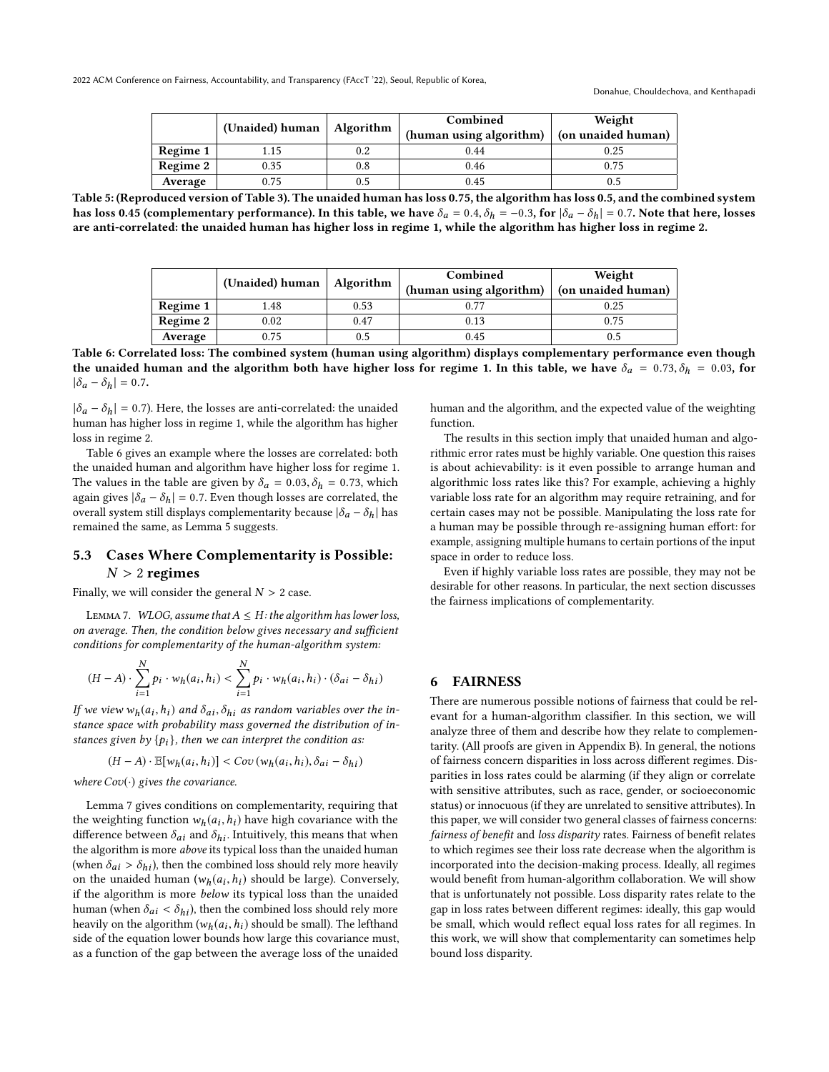|  | (Unaided) human | Algorithm | Combined (human using algorithm) | Weight (on unaided human) |
|---|---|---|---|---|
| **Regime 1** | 1.15 | 0.2 | 0.44 | 0.25 |
| **Regime 2** | 0.35 | 0.8 | 0.46 | 0.75 |
| **Average** | 0.75 | 0.5 | 0.45 | 0.5 |

**Table 5: (Reproduced version of Table 3). The unaided human has loss 0.75, the algorithm has loss 0.5, and the combined system has loss 0.45 (complementary performance). In this table, we have $\delta_a = 0.4, \delta_h = -0.3$, for $|\delta_a - \delta_h| = 0.7$. Note that here, losses are anti-correlated: the unaided human has higher loss in regime 1, while the algorithm has higher loss in regime 2.**

|  | (Unaided) human | Algorithm | Combined (human using algorithm) | Weight (on unaided human) |
|---|---|---|---|---|
| **Regime 1** | 1.48 | 0.53 | 0.77 | 0.25 |
| **Regime 2** | 0.02 | 0.47 | 0.13 | 0.75 |
| **Average** | 0.75 | 0.5 | 0.45 | 0.5 |

**Table 6: Correlated loss: The combined system (human using algorithm) displays complementary performance even though the unaided human and the algorithm both have higher loss for regime 1. In this table, we have $\delta_a = 0.73, \delta_h = 0.03$, for $|\delta_a - \delta_h| = 0.7$.**

$|\delta_a - \delta_h| = 0.7$). Here, the losses are anti-correlated: the unaided human has higher loss in regime 1, while the algorithm has higher loss in regime 2.

Table 6 gives an example where the losses are correlated: both the unaided human and algorithm have higher loss for regime 1. The values in the table are given by $\delta_a = 0.03, \delta_h = 0.73$, which again gives $|\delta_a - \delta_h| = 0.7$. Even though losses are correlated, the overall system still displays complementarity because $|\delta_a - \delta_h|$ has remained the same, as Lemma 5 suggests.

### 5.3 Cases Where Complementarity is Possible: $N > 2$ regimes

Finally, we will consider the general $N > 2$ case.

Lemma 7. *WLOG, assume that $A \leq H$: the algorithm has lower loss, on average. Then, the condition below gives necessary and sufficient conditions for complementarity of the human-algorithm system:*

$$(H - A) \cdot \sum_{i=1}^{N} p_i \cdot w_h(a_i, h_i) < \sum_{i=1}^{N} p_i \cdot w_h(a_i, h_i) \cdot (\delta_{ai} - \delta_{hi})$$

*If we view $w_h(a_i, h_i)$ and $\delta_{ai}, \delta_{hi}$ as random variables over the instance space with probability mass governed the distribution of instances given by $\{p_i\}$, then we can interpret the condition as:*

$$(H - A) \cdot \mathbb{E}[w_h(a_i, h_i)] < Cov\,(w_h(a_i, h_i), \delta_{ai} - \delta_{hi})$$

*where $Cov(\cdot)$ gives the covariance.*

Lemma 7 gives conditions on complementarity, requiring that the weighting function $w_h(a_i, h_i)$ have high covariance with the difference between $\delta_{ai}$ and $\delta_{hi}$. Intuitively, this means that when the algorithm is more *above* its typical loss than the unaided human (when $\delta_{ai} > \delta_{hi}$), then the combined loss should rely more heavily on the unaided human ($w_h(a_i, h_i)$ should be large). Conversely, if the algorithm is more *below* its typical loss than the unaided human (when $\delta_{ai} < \delta_{hi}$), then the combined loss should rely more heavily on the algorithm ($w_h(a_i, h_i)$ should be small). The lefthand side of the equation lower bounds how large this covariance must, as a function of the gap between the average loss of the unaided human and the algorithm, and the expected value of the weighting function.

The results in this section imply that unaided human and algorithmic error rates must be highly variable. One question this raises is about achievability: is it even possible to arrange human and algorithmic loss rates like this? For example, achieving a highly variable loss rate for an algorithm may require retraining, and for certain cases may not be possible. Manipulating the loss rate for a human may be possible through re-assigning human effort: for example, assigning multiple humans to certain portions of the input space in order to reduce loss.

Even if highly variable loss rates are possible, they may not be desirable for other reasons. In particular, the next section discusses the fairness implications of complementarity.

## 6 FAIRNESS

There are numerous possible notions of fairness that could be relevant for a human-algorithm classifier. In this section, we will analyze three of them and describe how they relate to complementarity. (All proofs are given in Appendix B). In general, the notions of fairness concern disparities in loss across different regimes. Disparities in loss rates could be alarming (if they align or correlate with sensitive attributes, such as race, gender, or socioeconomic status) or innocuous (if they are unrelated to sensitive attributes). In this paper, we will consider two general classes of fairness concerns: *fairness of benefit* and *loss disparity* rates. Fairness of benefit relates to which regimes see their loss rate decrease when the algorithm is incorporated into the decision-making process. Ideally, all regimes would benefit from human-algorithm collaboration. We will show that is unfortunately not possible. Loss disparity rates relate to the gap in loss rates between different regimes: ideally, this gap would be small, which would reflect equal loss rates for all regimes. In this work, we will show that complementarity can sometimes help bound loss disparity.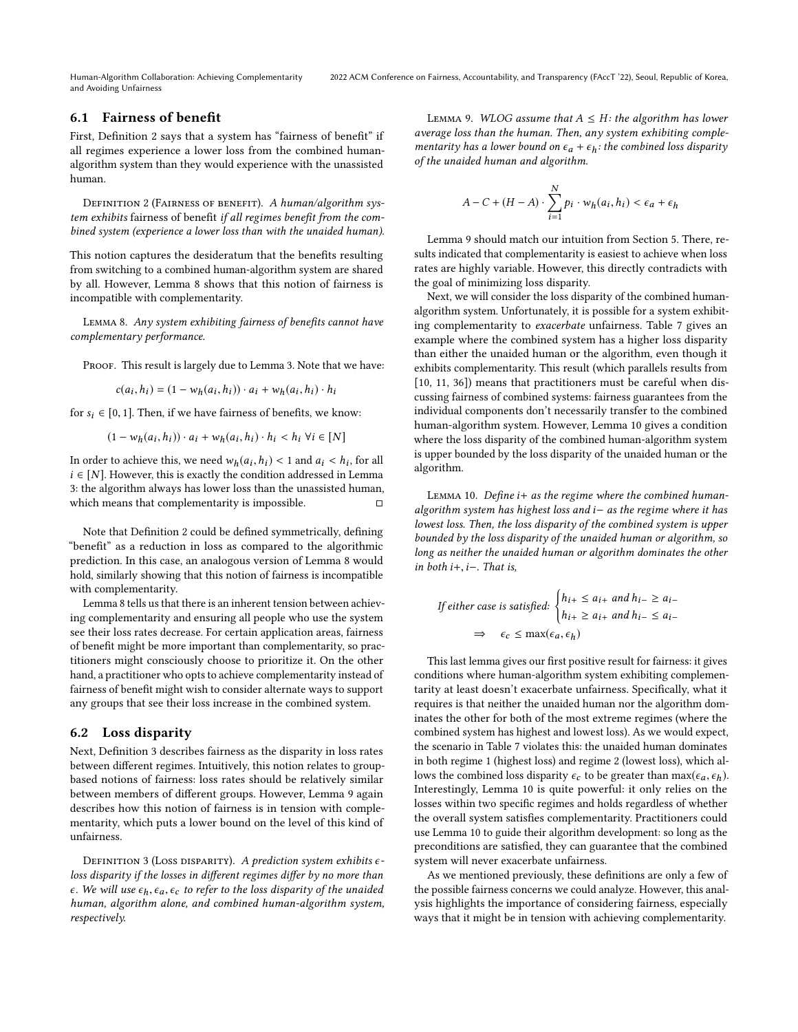### 6.1 Fairness of benefit

First, Definition 2 says that a system has "fairness of benefit" if all regimes experience a lower loss from the combined human-algorithm system than they would experience with the unassisted human.

Definition 2 (Fairness of benefit). *A human/algorithm system exhibits* fairness of benefit *if all regimes benefit from the combined system (experience a lower loss than with the unaided human).*

This notion captures the desideratum that the benefits resulting from switching to a combined human-algorithm system are shared by all. However, Lemma 8 shows that this notion of fairness is incompatible with complementarity.

Lemma 8. *Any system exhibiting fairness of benefits cannot have complementary performance.*

Proof. This result is largely due to Lemma 3. Note that we have:

$$c(a_i, h_i) = (1 - w_h(a_i, h_i)) \cdot a_i + w_h(a_i, h_i) \cdot h_i$$

for $s_i \in [0, 1]$. Then, if we have fairness of benefits, we know:

$$(1 - w_h(a_i, h_i)) \cdot a_i + w_h(a_i, h_i) \cdot h_i < h_i \ \forall i \in [N]$$

In order to achieve this, we need $w_h(a_i, h_i) < 1$ and $a_i < h_i$, for all $i \in [N]$. However, this is exactly the condition addressed in Lemma 3: the algorithm always has lower loss than the unassisted human, which means that complementarity is impossible. □

Note that Definition 2 could be defined symmetrically, defining "benefit" as a reduction in loss as compared to the algorithmic prediction. In this case, an analogous version of Lemma 8 would hold, similarly showing that this notion of fairness is incompatible with complementarity.

Lemma 8 tells us that there is an inherent tension between achieving complementarity and ensuring all people who use the system see their loss rates decrease. For certain application areas, fairness of benefit might be more important than complementarity, so practitioners might consciously choose to prioritize it. On the other hand, a practitioner who opts to achieve complementarity instead of fairness of benefit might wish to consider alternate ways to support any groups that see their loss increase in the combined system.

### 6.2 Loss disparity

Next, Definition 3 describes fairness as the disparity in loss rates between different regimes. Intuitively, this notion relates to group-based notions of fairness: loss rates should be relatively similar between members of different groups. However, Lemma 9 again describes how this notion of fairness is in tension with complementarity, which puts a lower bound on the level of this kind of unfairness.

Definition 3 (Loss disparity). *A prediction system exhibits $\epsilon$-loss disparity if the losses in different regimes differ by no more than $\epsilon$. We will use $\epsilon_h, \epsilon_a, \epsilon_c$ to refer to the loss disparity of the unaided human, algorithm alone, and combined human-algorithm system, respectively.*

Lemma 9. *WLOG assume that $A \leq H$: the algorithm has lower average loss than the human. Then, any system exhibiting complementarity has a lower bound on $\epsilon_a + \epsilon_h$: the combined loss disparity of the unaided human and algorithm.*

$$A - C + (H - A) \cdot \sum_{i=1}^{N} p_i \cdot w_h(a_i, h_i) < \epsilon_a + \epsilon_h$$

Lemma 9 should match our intuition from Section 5. There, results indicated that complementarity is easiest to achieve when loss rates are highly variable. However, this directly contradicts with the goal of minimizing loss disparity.

Next, we will consider the loss disparity of the combined human-algorithm system. Unfortunately, it is possible for a system exhibiting complementarity to *exacerbate* unfairness. Table 7 gives an example where the combined system has a higher loss disparity than either the unaided human or the algorithm, even though it exhibits complementarity. This result (which parallels results from [10, 11, 36]) means that practitioners must be careful when discussing fairness of combined systems: fairness guarantees from the individual components don't necessarily transfer to the combined human-algorithm system. However, Lemma 10 gives a condition where the loss disparity of the combined human-algorithm system is upper bounded by the loss disparity of the unaided human or the algorithm.

Lemma 10. *Define $i+$ as the regime where the combined human-algorithm system has highest loss and $i-$ as the regime where it has lowest loss. Then, the loss disparity of the combined system is upper bounded by the loss disparity of the unaided human or algorithm, so long as neither the unaided human or algorithm dominates the other in both $i+, i-$. That is,*

$$\text{If either case is satisfied: } \begin{cases} h_{i+} \leq a_{i+} \text{ and } h_{i-} \geq a_{i-} \\ h_{i+} \geq a_{i+} \text{ and } h_{i-} \leq a_{i-} \end{cases}$$
$$\Rightarrow \quad \epsilon_c \leq \max(\epsilon_a, \epsilon_h)$$

This last lemma gives our first positive result for fairness: it gives conditions where human-algorithm system exhibiting complementarity at least doesn't exacerbate unfairness. Specifically, what it requires is that neither the unaided human nor the algorithm dominates the other for both of the most extreme regimes (where the combined system has highest and lowest loss). As we would expect, the scenario in Table 7 violates this: the unaided human dominates in both regime 1 (highest loss) and regime 2 (lowest loss), which allows the combined loss disparity $\epsilon_c$ to be greater than $\max(\epsilon_a, \epsilon_h)$. Interestingly, Lemma 10 is quite powerful: it only relies on the losses within two specific regimes and holds regardless of whether the overall system satisfies complementarity. Practitioners could use Lemma 10 to guide their algorithm development: so long as the preconditions are satisfied, they can guarantee that the combined system will never exacerbate unfairness.

As we mentioned previously, these definitions are only a few of the possible fairness concerns we could analyze. However, this analysis highlights the importance of considering fairness, especially ways that it might be in tension with achieving complementarity.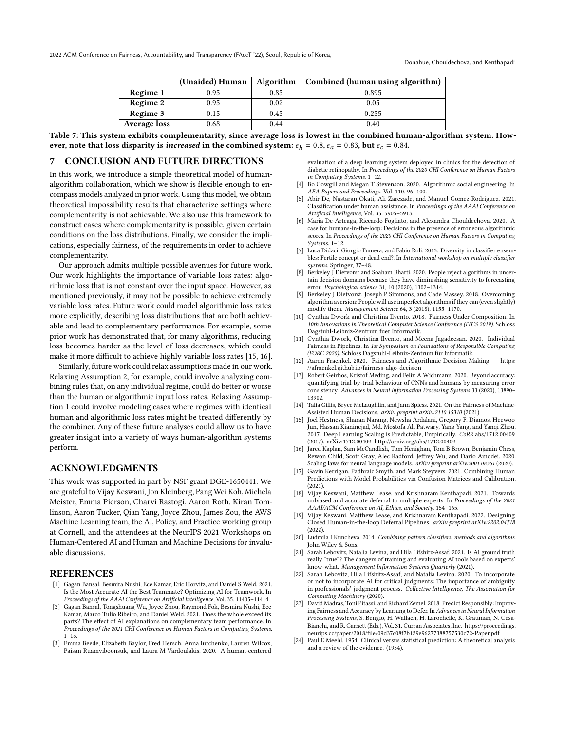| | (Unaided) Human | Algorithm | Combined (human using algorithm) |
|---|---|---|---|
| **Regime 1** | 0.95 | 0.85 | 0.895 |
| **Regime 2** | 0.95 | 0.02 | 0.05 |
| **Regime 3** | 0.15 | 0.45 | 0.255 |
| **Average loss** | 0.68 | 0.44 | 0.40 |

**Table 7: This system exhibits complementarity, since average loss is lowest in the combined human-algorithm system. However, note that loss disparity is *increased* in the combined system: $\epsilon_h = 0.8, \epsilon_a = 0.83$, but $\epsilon_c = 0.84$.**

## 7 CONCLUSION AND FUTURE DIRECTIONS

In this work, we introduce a simple theoretical model of human-algorithm collaboration, which we show is flexible enough to encompass models analyzed in prior work. Using this model, we obtain theoretical impossibility results that characterize settings where complementarity is not achievable. We also use this framework to construct cases where complementarity is possible, given certain conditions on the loss distributions. Finally, we consider the implications, especially fairness, of the requirements in order to achieve complementarity.

Our approach admits multiple possible avenues for future work. Our work highlights the importance of variable loss rates: algorithmic loss that is not constant over the input space. However, as mentioned previously, it may not be possible to achieve extremely variable loss rates. Future work could model algorithmic loss rates more explicitly, describing loss distributions that are both achievable and lead to complementary performance. For example, some prior work has demonstrated that, for many algorithms, reducing loss becomes harder as the level of loss decreases, which could make it more difficult to achieve highly variable loss rates [15, 16].

Similarly, future work could relax assumptions made in our work. Relaxing Assumption 2, for example, could involve analyzing combining rules that, on any individual regime, could do better or worse than the human or algorithmic input loss rates. Relaxing Assumption 1 could involve modeling cases where regimes with identical human and algorithmic loss rates might be treated differently by the combiner. Any of these future analyses could allow us to have greater insight into a variety of ways human-algorithm systems perform.

## ACKNOWLEDGMENTS

This work was supported in part by NSF grant DGE-1650441. We are grateful to Vijay Keswani, Jon Kleinberg, Pang Wei Koh, Michela Meister, Emma Pierson, Charvi Rastogi, Aaron Roth, Kiran Tomlinson, Aaron Tucker, Qian Yang, Joyce Zhou, James Zou, the AWS Machine Learning team, the AI, Policy, and Practice working group at Cornell, and the attendees at the NeurIPS 2021 Workshops on Human-Centered AI and Human and Machine Decisions for invaluable discussions.

## REFERENCES

[1] Gagan Bansal, Besmira Nushi, Ece Kamar, Eric Horvitz, and Daniel S Weld. 2021. Is the Most Accurate AI the Best Teammate? Optimizing AI for Teamwork. In *Proceedings of the AAAI Conference on Artificial Intelligence*, Vol. 35. 11405–11414.

[2] Gagan Bansal, Tongshuang Wu, Joyce Zhou, Raymond Fok, Besmira Nushi, Ece Kamar, Marco Tulio Ribeiro, and Daniel Weld. 2021. Does the whole exceed its parts? The effect of AI explanations on complementary team performance. In *Proceedings of the 2021 CHI Conference on Human Factors in Computing Systems*. 1–16.

[3] Emma Beede, Elizabeth Baylor, Fred Hersch, Anna Iurchenko, Lauren Wilcox, Paisan Ruamviboonsuk, and Laura M Vardoulakis. 2020. A human-centered evaluation of a deep learning system deployed in clinics for the detection of diabetic retinopathy. In *Proceedings of the 2020 CHI Conference on Human Factors in Computing Systems*. 1–12.

[4] Bo Cowgill and Megan T Stevenson. 2020. Algorithmic social engineering. In *AEA Papers and Proceedings*, Vol. 110. 96–100.

[5] Abir De, Nastaran Okati, Ali Zarezade, and Manuel Gomez-Rodriguez. 2021. Classification under human assistance. In *Proceedings of the AAAI Conference on Artificial Intelligence*, Vol. 35. 5905–5913.

[6] Maria De-Arteaga, Riccardo Fogliato, and Alexandra Chouldechova. 2020. A case for humans-in-the-loop: Decisions in the presence of erroneous algorithmic scores. In *Proceedings of the 2020 CHI Conference on Human Factors in Computing Systems*. 1–12.

[7] Luca Didaci, Giorgio Fumera, and Fabio Roli. 2013. Diversity in classifier ensembles: Fertile concept or dead end?. In *International workshop on multiple classifier systems*. Springer, 37–48.

[8] Berkeley J Dietvorst and Soaham Bharti. 2020. People reject algorithms in uncertain decision domains because they have diminishing sensitivity to forecasting error. *Psychological science* 31, 10 (2020), 1302–1314.

[9] Berkeley J Dietvorst, Joseph P Simmons, and Cade Massey. 2018. Overcoming algorithm aversion: People will use imperfect algorithms if they can (even slightly) modify them. *Management Science* 64, 3 (2018), 1155–1170.

[10] Cynthia Dwork and Christina Ilvento. 2018. Fairness Under Composition. In *10th Innovations in Theoretical Computer Science Conference (ITCS 2019)*. Schloss Dagstuhl-Leibniz-Zentrum fuer Informatik.

[11] Cynthia Dwork, Christina Ilvento, and Meena Jagadeesan. 2020. Individual Fairness in Pipelines. In *1st Symposium on Foundations of Responsible Computing (FORC 2020)*. Schloss Dagstuhl-Leibniz-Zentrum für Informatik.

[12] Aaron Fraenkel. 2020. Fairness and Algorithmic Decision Making. https://afraenkel.github.io/fairness-algo-decision

[13] Robert Geirhos, Kristof Meding, and Felix A Wichmann. 2020. Beyond accuracy: quantifying trial-by-trial behaviour of CNNs and humans by measuring error consistency. *Advances in Neural Information Processing Systems* 33 (2020), 13890–13902.

[14] Talia Gillis, Bryce McLaughlin, and Jann Spiess. 2021. On the Fairness of Machine-Assisted Human Decisions. *arXiv preprint arXiv:2110.15310* (2021).

[15] Joel Hestness, Sharan Narang, Newsha Ardalani, Gregory F. Diamos, Heewoo Jun, Hassan Kianinejad, Md. Mostofa Ali Patwary, Yang Yang, and Yanqi Zhou. 2017. Deep Learning Scaling is Predictable, Empirically. *CoRR* abs/1712.00409 (2017). arXiv:1712.00409 http://arxiv.org/abs/1712.00409

[16] Jared Kaplan, Sam McCandlish, Tom Henighan, Tom B Brown, Benjamin Chess, Rewon Child, Scott Gray, Alec Radford, Jeffrey Wu, and Dario Amodei. 2020. Scaling laws for neural language models. *arXiv preprint arXiv:2001.08361* (2020).

[17] Gavin Kerrigan, Padhraic Smyth, and Mark Steyvers. 2021. Combining Human Predictions with Model Probabilities via Confusion Matrices and Calibration. (2021).

[18] Vijay Keswani, Matthew Lease, and Krishnaram Kenthapadi. 2021. Towards unbiased and accurate deferral to multiple experts. In *Proceedings of the 2021 AAAI/ACM Conference on AI, Ethics, and Society*. 154–165.

[19] Vijay Keswani, Matthew Lease, and Krishnaram Kenthapadi. 2022. Designing Closed Human-in-the-loop Deferral Pipelines. *arXiv preprint arXiv:2202.04718* (2022).

[20] Ludmila I Kuncheva. 2014. *Combining pattern classifiers: methods and algorithms*. John Wiley & Sons.

[21] Sarah Lebovitz, Natalia Levina, and Hila Lifshitz-Assaf. 2021. Is AI ground truth really "true"? The dangers of training and evaluating AI tools based on experts' know-what. *Management Information Systems Quarterly* (2021).

[22] Sarah Lebovitz, Hila Lifshitz-Assaf, and Natalia Levina. 2020. To incorporate or not to incorporate AI for critical judgments: The importance of ambiguity in professionals' judgment process. *Collective Intelligence, The Association for Computing Machinery* (2020).

[23] David Madras, Toni Pitassi, and Richard Zemel. 2018. Predict Responsibly: Improving Fairness and Accuracy by Learning to Defer. In *Advances in Neural Information Processing Systems*, S. Bengio, H. Wallach, H. Larochelle, K. Grauman, N. Cesa-Bianchi, and R. Garnett (Eds.), Vol. 31. Curran Associates, Inc. https://proceedings.neurips.cc/paper/2018/file/09d37c08f7b129e96277388757530c72-Paper.pdf

[24] Paul E Meehl. 1954. Clinical versus statistical prediction: A theoretical analysis and a review of the evidence. (1954).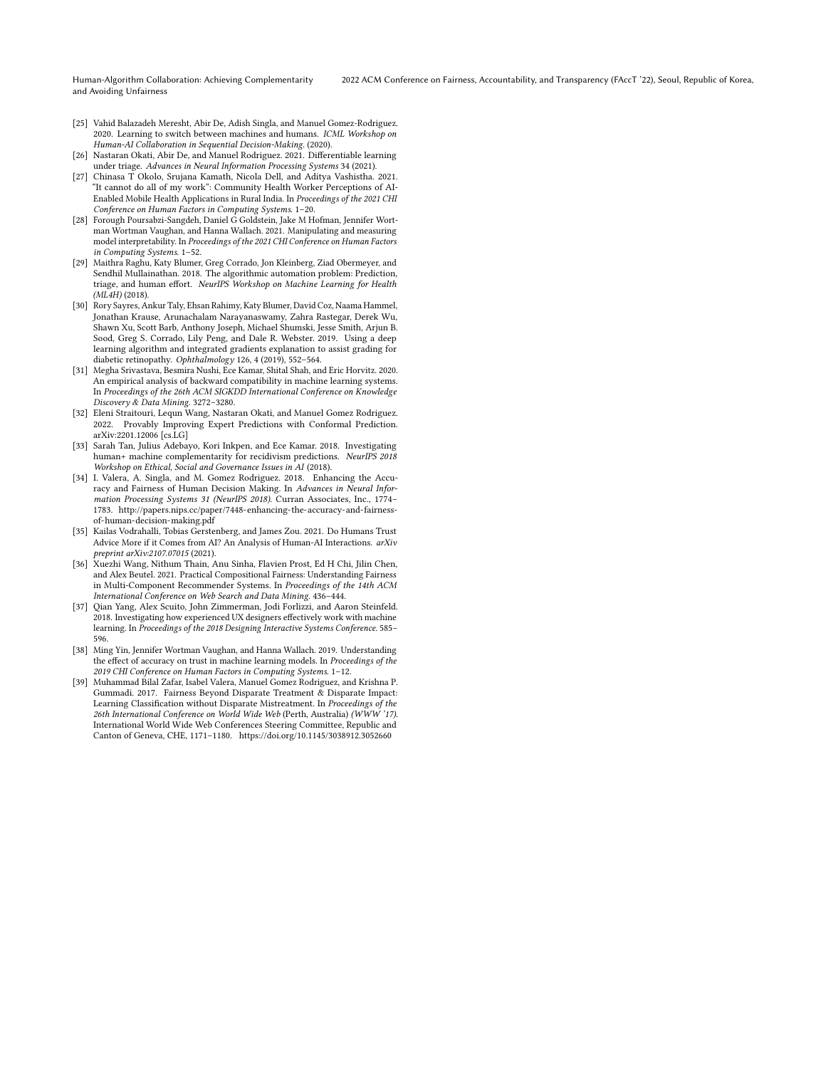[25] Vahid Balazadeh Meresht, Abir De, Adish Singla, and Manuel Gomez-Rodriguez. 2020. Learning to switch between machines and humans. *ICML Workshop on Human-AI Collaboration in Sequential Decision-Making.* (2020).

[26] Nastaran Okati, Abir De, and Manuel Rodriguez. 2021. Differentiable learning under triage. *Advances in Neural Information Processing Systems* 34 (2021).

[27] Chinasa T Okolo, Srujana Kamath, Nicola Dell, and Aditya Vashistha. 2021. "It cannot do all of my work": Community Health Worker Perceptions of AI-Enabled Mobile Health Applications in Rural India. In *Proceedings of the 2021 CHI Conference on Human Factors in Computing Systems*. 1–20.

[28] Forough Poursabzi-Sangdeh, Daniel G Goldstein, Jake M Hofman, Jennifer Wortman Wortman Vaughan, and Hanna Wallach. 2021. Manipulating and measuring model interpretability. In *Proceedings of the 2021 CHI Conference on Human Factors in Computing Systems*. 1–52.

[29] Maithra Raghu, Katy Blumer, Greg Corrado, Jon Kleinberg, Ziad Obermeyer, and Sendhil Mullainathan. 2018. The algorithmic automation problem: Prediction, triage, and human effort. *NeurIPS Workshop on Machine Learning for Health (ML4H)* (2018).

[30] Rory Sayres, Ankur Taly, Ehsan Rahimy, Katy Blumer, David Coz, Naama Hammel, Jonathan Krause, Arunachalam Narayanaswamy, Zahra Rastegar, Derek Wu, Shawn Xu, Scott Barb, Anthony Joseph, Michael Shumski, Jesse Smith, Arjun B. Sood, Greg S. Corrado, Lily Peng, and Dale R. Webster. 2019. Using a deep learning algorithm and integrated gradients explanation to assist grading for diabetic retinopathy. *Ophthalmology* 126, 4 (2019), 552–564.

[31] Megha Srivastava, Besmira Nushi, Ece Kamar, Shital Shah, and Eric Horvitz. 2020. An empirical analysis of backward compatibility in machine learning systems. In *Proceedings of the 26th ACM SIGKDD International Conference on Knowledge Discovery & Data Mining*. 3272–3280.

[32] Eleni Straitouri, Lequn Wang, Nastaran Okati, and Manuel Gomez Rodriguez. 2022. Provably Improving Expert Predictions with Conformal Prediction. arXiv:2201.12006 [cs.LG]

[33] Sarah Tan, Julius Adebayo, Kori Inkpen, and Ece Kamar. 2018. Investigating human+ machine complementarity for recidivism predictions. *NeurIPS 2018 Workshop on Ethical, Social and Governance Issues in AI* (2018).

[34] I. Valera, A. Singla, and M. Gomez Rodriguez. 2018. Enhancing the Accuracy and Fairness of Human Decision Making. In *Advances in Neural Information Processing Systems 31 (NeurIPS 2018)*. Curran Associates, Inc., 1774–1783. http://papers.nips.cc/paper/7448-enhancing-the-accuracy-and-fairness-of-human-decision-making.pdf

[35] Kailas Vodrahalli, Tobias Gerstenberg, and James Zou. 2021. Do Humans Trust Advice More if it Comes from AI? An Analysis of Human-AI Interactions. *arXiv preprint arXiv:2107.07015* (2021).

[36] Xuezhi Wang, Nithum Thain, Anu Sinha, Flavien Prost, Ed H Chi, Jilin Chen, and Alex Beutel. 2021. Practical Compositional Fairness: Understanding Fairness in Multi-Component Recommender Systems. In *Proceedings of the 14th ACM International Conference on Web Search and Data Mining*. 436–444.

[37] Qian Yang, Alex Scuito, John Zimmerman, Jodi Forlizzi, and Aaron Steinfeld. 2018. Investigating how experienced UX designers effectively work with machine learning. In *Proceedings of the 2018 Designing Interactive Systems Conference*. 585–596.

[38] Ming Yin, Jennifer Wortman Vaughan, and Hanna Wallach. 2019. Understanding the effect of accuracy on trust in machine learning models. In *Proceedings of the 2019 CHI Conference on Human Factors in Computing Systems*. 1–12.

[39] Muhammad Bilal Zafar, Isabel Valera, Manuel Gomez Rodriguez, and Krishna P. Gummadi. 2017. Fairness Beyond Disparate Treatment & Disparate Impact: Learning Classification without Disparate Mistreatment. In *Proceedings of the 26th International Conference on World Wide Web* (Perth, Australia) *(WWW '17)*. International World Wide Web Conferences Steering Committee, Republic and Canton of Geneva, CHE, 1171–1180. https://doi.org/10.1145/3038912.3052660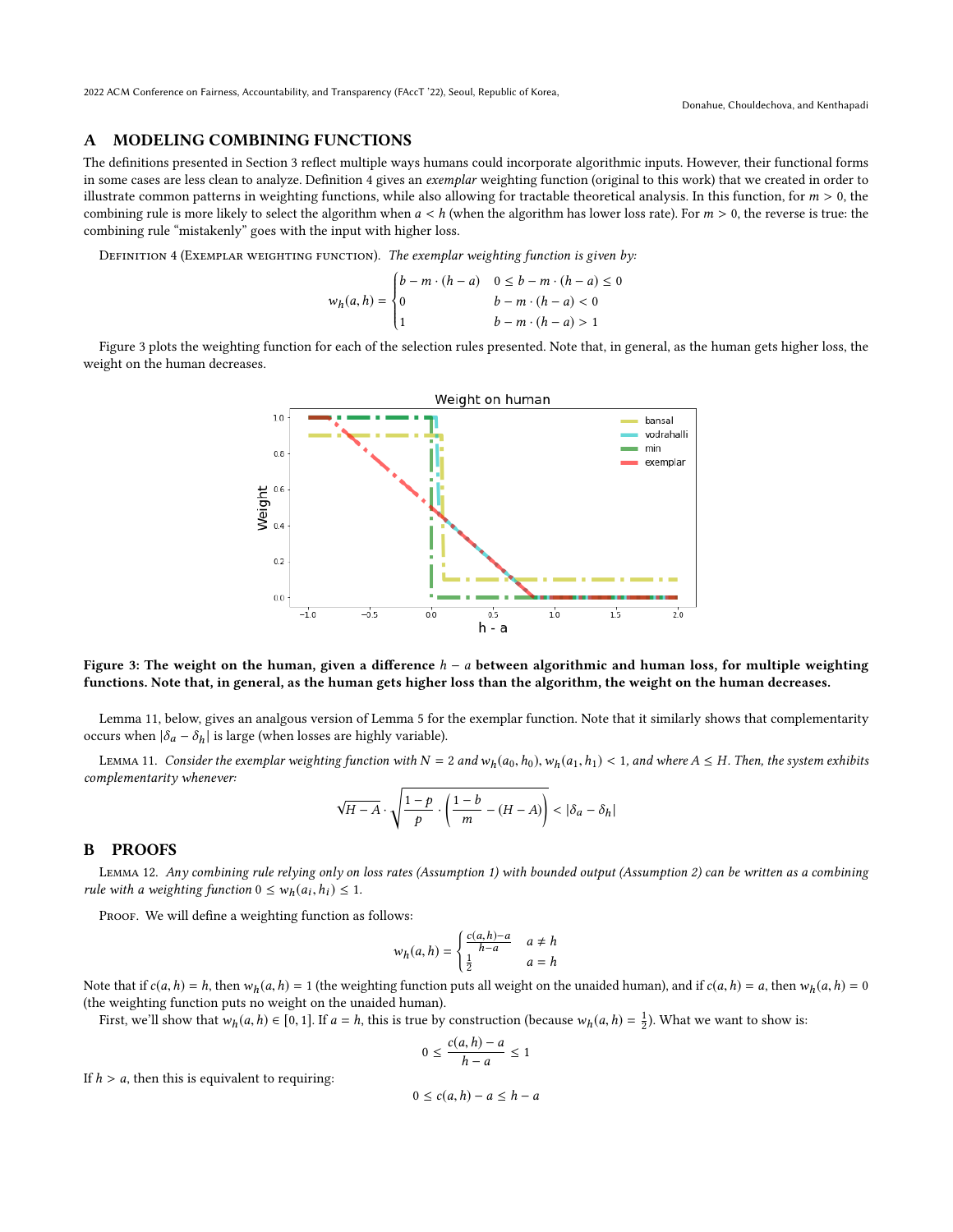## A MODELING COMBINING FUNCTIONS

The definitions presented in Section 3 reflect multiple ways humans could incorporate algorithmic inputs. However, their functional forms in some cases are less clean to analyze. Definition 4 gives an *exemplar* weighting function (original to this work) that we created in order to illustrate common patterns in weighting functions, while also allowing for tractable theoretical analysis. In this function, for $m > 0$, the combining rule is more likely to select the algorithm when $a < h$ (when the algorithm has lower loss rate). For $m > 0$, the reverse is true: the combining rule "mistakenly" goes with the input with higher loss.

Definition 4 (Exemplar weighting function). *The exemplar weighting function is given by:*

$$w_h(a,h) = \begin{cases} b - m \cdot (h-a) & 0 \leq b - m \cdot (h-a) \leq 0 \\ 0 & b - m \cdot (h-a) < 0 \\ 1 & b - m \cdot (h-a) > 1 \end{cases}$$

Figure 3 plots the weighting function for each of the selection rules presented. Note that, in general, as the human gets higher loss, the weight on the human decreases.

**Figure 3: The weight on the human, given a difference $h - a$ between algorithmic and human loss, for multiple weighting functions. Note that, in general, as the human gets higher loss than the algorithm, the weight on the human decreases.**

Lemma 11, below, gives an analgous version of Lemma 5 for the exemplar function. Note that it similarly shows that complementarity occurs when $|\delta_a - \delta_h|$ is large (when losses are highly variable).

Lemma 11. *Consider the exemplar weighting function with $N = 2$ and $w_h(a_0, h_0), w_h(a_1, h_1) < 1$, and where $A \leq H$. Then, the system exhibits complementarity whenever:*

$$\sqrt{H-A} \cdot \sqrt{\frac{1-p}{p} \cdot \left(\frac{1-b}{m} - (H-A)\right)} < |\delta_a - \delta_h|$$

## B PROOFS

Lemma 12. *Any combining rule relying only on loss rates (Assumption 1) with bounded output (Assumption 2) can be written as a combining rule with a weighting function $0 \leq w_h(a_i, h_i) \leq 1$.*

Proof. We will define a weighting function as follows:

$$w_h(a,h) = \begin{cases} \frac{c(a,h)-a}{h-a} & a \neq h \\ \frac{1}{2} & a = h \end{cases}$$

Note that if $c(a,h) = h$, then $w_h(a,h) = 1$ (the weighting function puts all weight on the unaided human), and if $c(a,h) = a$, then $w_h(a,h) = 0$ (the weighting function puts no weight on the unaided human).

First, we'll show that $w_h(a,h) \in [0,1]$. If $a = h$, this is true by construction (because $w_h(a,h) = \frac{1}{2}$). What we want to show is:

$$0 \leq \frac{c(a,h) - a}{h-a} \leq 1$$

If $h > a$, then this is equivalent to requiring:

$$0 \leq c(a,h) - a \leq h - a$$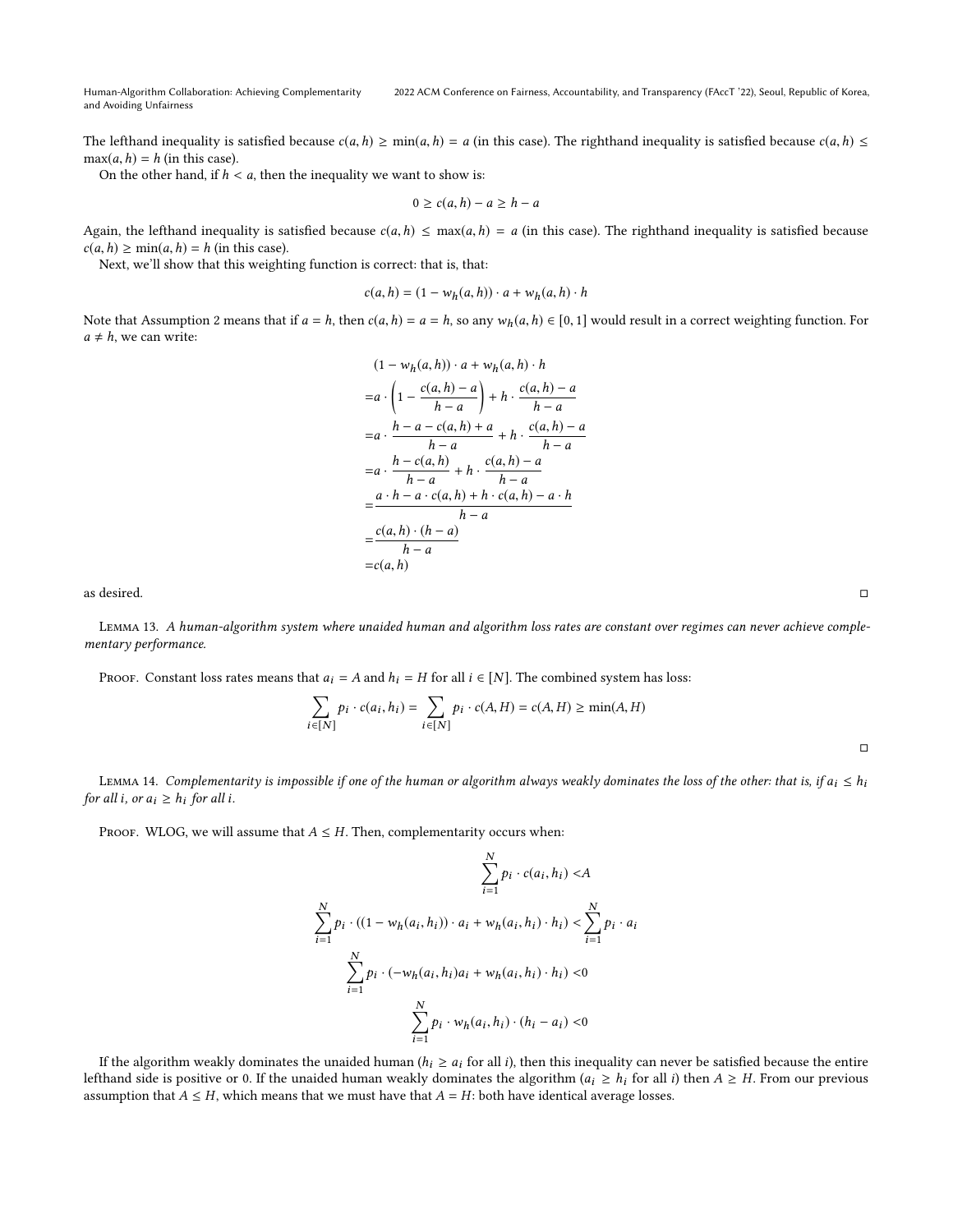The lefthand inequality is satisfied because $c(a,h) \geq \min(a,h) = a$ (in this case). The righthand inequality is satisfied because $c(a,h) \leq \max(a,h) = h$ (in this case).

On the other hand, if $h < a$, then the inequality we want to show is:

$$0 \geq c(a,h) - a \geq h - a$$

Again, the lefthand inequality is satisfied because $c(a,h) \leq \max(a,h) = a$ (in this case). The righthand inequality is satisfied because $c(a,h) \geq \min(a,h) = h$ (in this case).

Next, we'll show that this weighting function is correct: that is, that:

$$c(a,h) = (1 - w_h(a,h)) \cdot a + w_h(a,h) \cdot h$$

Note that Assumption 2 means that if $a = h$, then $c(a,h) = a = h$, so any $w_h(a,h) \in [0,1]$ would result in a correct weighting function. For $a \neq h$, we can write:

$$\begin{aligned}
&(1 - w_h(a,h)) \cdot a + w_h(a,h) \cdot h \\
=& a \cdot \left(1 - \frac{c(a,h) - a}{h - a}\right) + h \cdot \frac{c(a,h) - a}{h - a} \\
=& a \cdot \frac{h - a - c(a,h) + a}{h - a} + h \cdot \frac{c(a,h) - a}{h - a} \\
=& a \cdot \frac{h - c(a,h)}{h - a} + h \cdot \frac{c(a,h) - a}{h - a} \\
=& \frac{a \cdot h - a \cdot c(a,h) + h \cdot c(a,h) - a \cdot h}{h - a} \\
=& \frac{c(a,h) \cdot (h - a)}{h - a} \\
=& c(a,h)
\end{aligned}$$

as desired. ◻

Lemma 13. *A human-algorithm system where unaided human and algorithm loss rates are constant over regimes can never achieve complementary performance.*

Proof. Constant loss rates means that $a_i = A$ and $h_i = H$ for all $i \in [N]$. The combined system has loss:

$$\sum_{i \in [N]} p_i \cdot c(a_i, h_i) = \sum_{i \in [N]} p_i \cdot c(A, H) = c(A, H) \geq \min(A, H)$$

◻

Lemma 14. *Complementarity is impossible if one of the human or algorithm always weakly dominates the loss of the other: that is, if $a_i \leq h_i$ for all $i$, or $a_i \geq h_i$ for all $i$.*

Proof. WLOG, we will assume that $A \leq H$. Then, complementarity occurs when:

$$\begin{aligned}
\sum_{i=1}^{N} p_i \cdot c(a_i, h_i) &< A \\
\sum_{i=1}^{N} p_i \cdot ((1 - w_h(a_i, h_i)) \cdot a_i + w_h(a_i, h_i) \cdot h_i) &< \sum_{i=1}^{N} p_i \cdot a_i \\
\sum_{i=1}^{N} p_i \cdot (-w_h(a_i, h_i) a_i + w_h(a_i, h_i) \cdot h_i) &< 0 \\
\sum_{i=1}^{N} p_i \cdot w_h(a_i, h_i) \cdot (h_i - a_i) &< 0
\end{aligned}$$

If the algorithm weakly dominates the unaided human ($h_i \geq a_i$ for all $i$), then this inequality can never be satisfied because the entire lefthand side is positive or 0. If the unaided human weakly dominates the algorithm ($a_i \geq h_i$ for all $i$) then $A \geq H$. From our previous assumption that $A \leq H$, which means that we must have that $A = H$: both have identical average losses.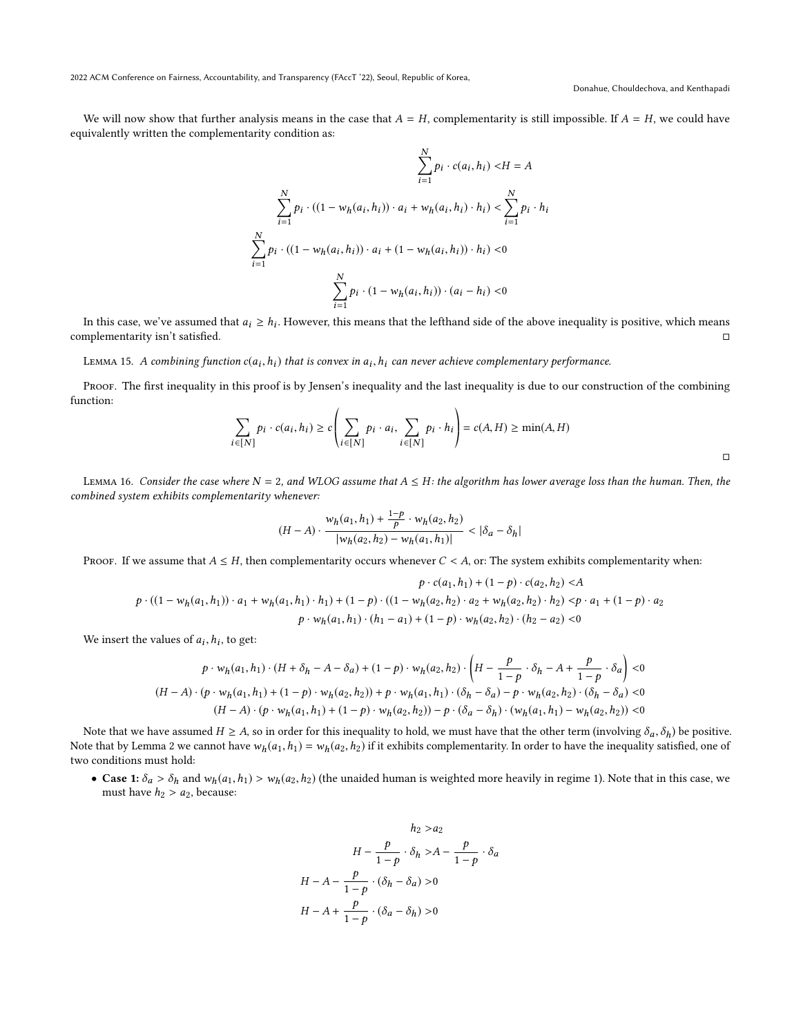We will now show that further analysis means in the case that $A = H$, complementarity is still impossible. If $A = H$, we could have equivalently written the complementarity condition as:

$$\sum_{i=1}^{N} p_i \cdot c(a_i, h_i) < H = A$$

$$\sum_{i=1}^{N} p_i \cdot ((1 - w_h(a_i, h_i)) \cdot a_i + w_h(a_i, h_i) \cdot h_i) < \sum_{i=1}^{N} p_i \cdot h_i$$

$$\sum_{i=1}^{N} p_i \cdot ((1 - w_h(a_i, h_i)) \cdot a_i + (1 - w_h(a_i, h_i)) \cdot h_i) < 0$$

$$\sum_{i=1}^{N} p_i \cdot (1 - w_h(a_i, h_i)) \cdot (a_i - h_i) < 0$$

In this case, we've assumed that $a_i \geq h_i$. However, this means that the lefthand side of the above inequality is positive, which means complementarity isn't satisfied. □

Lemma 15. *A combining function $c(a_i, h_i)$ that is convex in $a_i, h_i$ can never achieve complementary performance.*

Proof. The first inequality in this proof is by Jensen's inequality and the last inequality is due to our construction of the combining function:

$$\sum_{i \in [N]} p_i \cdot c(a_i, h_i) \geq c\left(\sum_{i \in [N]} p_i \cdot a_i, \sum_{i \in [N]} p_i \cdot h_i\right) = c(A, H) \geq \min(A, H)$$

□

Lemma 16. *Consider the case where $N = 2$, and WLOG assume that $A \leq H$: the algorithm has lower average loss than the human. Then, the combined system exhibits complementarity whenever:*

$$(H - A) \cdot \frac{w_h(a_1, h_1) + \frac{1-p}{p} \cdot w_h(a_2, h_2)}{|w_h(a_2, h_2) - w_h(a_1, h_1)|} < |\delta_a - \delta_h|$$

Proof. If we assume that $A \leq H$, then complementarity occurs whenever $C < A$, or: The system exhibits complementarity when:

$$p \cdot c(a_1, h_1) + (1 - p) \cdot c(a_2, h_2) < A$$

$$p \cdot ((1 - w_h(a_1, h_1)) \cdot a_1 + w_h(a_1, h_1) \cdot h_1) + (1 - p) \cdot ((1 - w_h(a_2, h_2) \cdot a_2 + w_h(a_2, h_2) \cdot h_2) < p \cdot a_1 + (1 - p) \cdot a_2$$

$$p \cdot w_h(a_1, h_1) \cdot (h_1 - a_1) + (1 - p) \cdot w_h(a_2, h_2) \cdot (h_2 - a_2) < 0$$

We insert the values of $a_i, h_i$, to get:

$$p \cdot w_h(a_1, h_1) \cdot (H + \delta_h - A - \delta_a) + (1 - p) \cdot w_h(a_2, h_2) \cdot \left(H - \frac{p}{1-p} \cdot \delta_h - A + \frac{p}{1-p} \cdot \delta_a\right) < 0$$

$$(H - A) \cdot (p \cdot w_h(a_1, h_1) + (1 - p) \cdot w_h(a_2, h_2)) + p \cdot w_h(a_1, h_1) \cdot (\delta_h - \delta_a) - p \cdot w_h(a_2, h_2) \cdot (\delta_h - \delta_a) < 0$$

$$(H - A) \cdot (p \cdot w_h(a_1, h_1) + (1 - p) \cdot w_h(a_2, h_2)) - p \cdot (\delta_a - \delta_h) \cdot (w_h(a_1, h_1) - w_h(a_2, h_2)) < 0$$

Note that we have assumed $H \geq A$, so in order for this inequality to hold, we must have that the other term (involving $\delta_a, \delta_h$) be positive. Note that by Lemma 2 we cannot have $w_h(a_1, h_1) = w_h(a_2, h_2)$ if it exhibits complementarity. In order to have the inequality satisfied, one of two conditions must hold:

- **Case 1:** $\delta_a > \delta_h$ and $w_h(a_1, h_1) > w_h(a_2, h_2)$ (the unaided human is weighted more heavily in regime 1). Note that in this case, we must have $h_2 > a_2$, because:

$$h_2 > a_2$$

$$H - \frac{p}{1-p} \cdot \delta_h > A - \frac{p}{1-p} \cdot \delta_a$$

$$H - A - \frac{p}{1-p} \cdot (\delta_h - \delta_a) > 0$$

$$H - A + \frac{p}{1-p} \cdot (\delta_a - \delta_h) > 0$$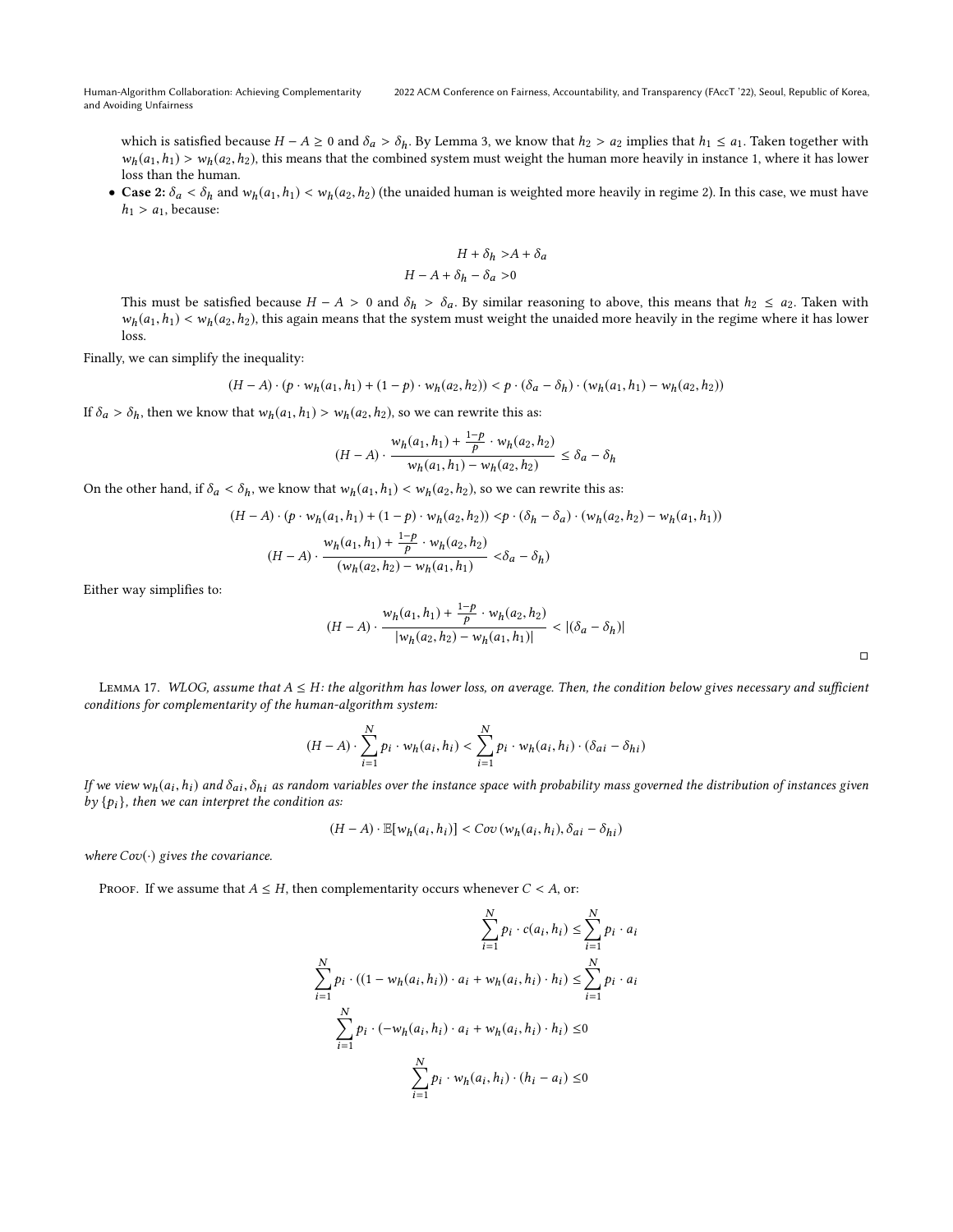which is satisfied because $H - A \geq 0$ and $\delta_a > \delta_h$. By Lemma 3, we know that $h_2 > a_2$ implies that $h_1 \leq a_1$. Taken together with $w_h(a_1, h_1) > w_h(a_2, h_2)$, this means that the combined system must weight the human more heavily in instance 1, where it has lower loss than the human.

- **Case 2:** $\delta_a < \delta_h$ and $w_h(a_1, h_1) < w_h(a_2, h_2)$ (the unaided human is weighted more heavily in regime 2). In this case, we must have $h_1 > a_1$, because:

$$
\begin{aligned}
H + \delta_h &> A + \delta_a \\
H - A + \delta_h - \delta_a &> 0
\end{aligned}
$$

This must be satisfied because $H - A > 0$ and $\delta_h > \delta_a$. By similar reasoning to above, this means that $h_2 \leq a_2$. Taken with $w_h(a_1, h_1) < w_h(a_2, h_2)$, this again means that the system must weight the unaided more heavily in the regime where it has lower loss.

Finally, we can simplify the inequality:

$$
(H - A) \cdot (p \cdot w_h(a_1, h_1) + (1 - p) \cdot w_h(a_2, h_2)) < p \cdot (\delta_a - \delta_h) \cdot (w_h(a_1, h_1) - w_h(a_2, h_2))
$$

If $\delta_a > \delta_h$, then we know that $w_h(a_1, h_1) > w_h(a_2, h_2)$, so we can rewrite this as:

$$
(H - A) \cdot \frac{w_h(a_1, h_1) + \frac{1-p}{p} \cdot w_h(a_2, h_2)}{w_h(a_1, h_1) - w_h(a_2, h_2)} \leq \delta_a - \delta_h
$$

On the other hand, if $\delta_a < \delta_h$, we know that $w_h(a_1, h_1) < w_h(a_2, h_2)$, so we can rewrite this as:

$$
\begin{aligned}
(H - A) \cdot (p \cdot w_h(a_1, h_1) + (1 - p) \cdot w_h(a_2, h_2)) &< p \cdot (\delta_h - \delta_a) \cdot (w_h(a_2, h_2) - w_h(a_1, h_1)) \\
(H - A) \cdot \frac{w_h(a_1, h_1) + \frac{1-p}{p} \cdot w_h(a_2, h_2)}{(w_h(a_2, h_2) - w_h(a_1, h_1))} &< \delta_a - \delta_h)
\end{aligned}
$$

Either way simplifies to:

$$
(H - A) \cdot \frac{w_h(a_1, h_1) + \frac{1-p}{p} \cdot w_h(a_2, h_2)}{|w_h(a_2, h_2) - w_h(a_1, h_1)|} < |(\delta_a - \delta_h)|
$$

□

Lemma 17. *WLOG, assume that $A \leq H$: the algorithm has lower loss, on average. Then, the condition below gives necessary and sufficient conditions for complementarity of the human-algorithm system:*

$$
(H - A) \cdot \sum_{i=1}^{N} p_i \cdot w_h(a_i, h_i) < \sum_{i=1}^{N} p_i \cdot w_h(a_i, h_i) \cdot (\delta_{ai} - \delta_{hi})
$$

*If we view $w_h(a_i, h_i)$ and $\delta_{ai}, \delta_{hi}$ as random variables over the instance space with probability mass governed the distribution of instances given by $\{p_i\}$, then we can interpret the condition as:*

$$
(H - A) \cdot \mathbb{E}[w_h(a_i, h_i)] < Cov\left(w_h(a_i, h_i), \delta_{ai} - \delta_{hi}\right)
$$

*where $Cov(\cdot)$ gives the covariance.*

Proof. If we assume that $A \leq H$, then complementarity occurs whenever $C < A$, or:

$$
\begin{aligned}
\sum_{i=1}^{N} p_i \cdot c(a_i, h_i) &\leq \sum_{i=1}^{N} p_i \cdot a_i \\
\sum_{i=1}^{N} p_i \cdot ((1 - w_h(a_i, h_i)) \cdot a_i + w_h(a_i, h_i) \cdot h_i) &\leq \sum_{i=1}^{N} p_i \cdot a_i \\
\sum_{i=1}^{N} p_i \cdot (-w_h(a_i, h_i) \cdot a_i + w_h(a_i, h_i) \cdot h_i) &\leq 0 \\
\sum_{i=1}^{N} p_i \cdot w_h(a_i, h_i) \cdot (h_i - a_i) &\leq 0
\end{aligned}
$$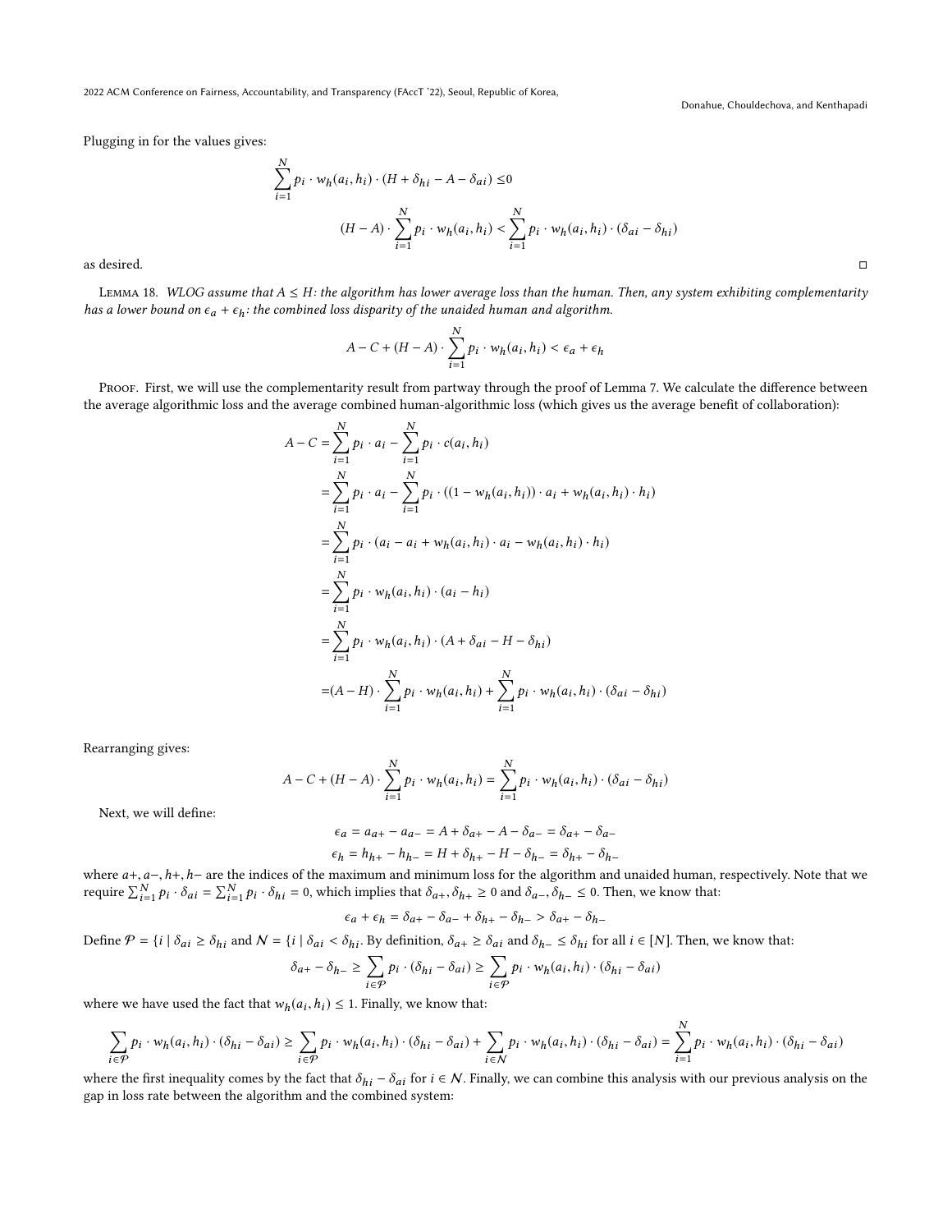Plugging in for the values gives:

$$\sum_{i=1}^{N} p_i \cdot w_h(a_i, h_i) \cdot (H + \delta_{hi} - A - \delta_{ai}) \leq 0$$

$$(H - A) \cdot \sum_{i=1}^{N} p_i \cdot w_h(a_i, h_i) < \sum_{i=1}^{N} p_i \cdot w_h(a_i, h_i) \cdot (\delta_{ai} - \delta_{hi})$$

as desired. □

Lemma 18. *WLOG assume that $A \leq H$: the algorithm has lower average loss than the human. Then, any system exhibiting complementarity has a lower bound on $\epsilon_a + \epsilon_h$: the combined loss disparity of the unaided human and algorithm.*

$$A - C + (H - A) \cdot \sum_{i=1}^{N} p_i \cdot w_h(a_i, h_i) < \epsilon_a + \epsilon_h$$

Proof. First, we will use the complementarity result from partway through the proof of Lemma 7. We calculate the difference between the average algorithmic loss and the average combined human-algorithmic loss (which gives us the average benefit of collaboration):

$$\begin{aligned}
A - C &= \sum_{i=1}^{N} p_i \cdot a_i - \sum_{i=1}^{N} p_i \cdot c(a_i, h_i) \\
&= \sum_{i=1}^{N} p_i \cdot a_i - \sum_{i=1}^{N} p_i \cdot ((1 - w_h(a_i, h_i)) \cdot a_i + w_h(a_i, h_i) \cdot h_i) \\
&= \sum_{i=1}^{N} p_i \cdot (a_i - a_i + w_h(a_i, h_i) \cdot a_i - w_h(a_i, h_i) \cdot h_i) \\
&= \sum_{i=1}^{N} p_i \cdot w_h(a_i, h_i) \cdot (a_i - h_i) \\
&= \sum_{i=1}^{N} p_i \cdot w_h(a_i, h_i) \cdot (A + \delta_{ai} - H - \delta_{hi}) \\
&= (A - H) \cdot \sum_{i=1}^{N} p_i \cdot w_h(a_i, h_i) + \sum_{i=1}^{N} p_i \cdot w_h(a_i, h_i) \cdot (\delta_{ai} - \delta_{hi})
\end{aligned}$$

Rearranging gives:

$$A - C + (H - A) \cdot \sum_{i=1}^{N} p_i \cdot w_h(a_i, h_i) = \sum_{i=1}^{N} p_i \cdot w_h(a_i, h_i) \cdot (\delta_{ai} - \delta_{hi})$$

Next, we will define:

$$\epsilon_a = a_{a+} - a_{a-} = A + \delta_{a+} - A - \delta_{a-} = \delta_{a+} - \delta_{a-}$$

$$\epsilon_h = h_{h+} - h_{h-} = H + \delta_{h+} - H - \delta_{h-} = \delta_{h+} - \delta_{h-}$$

where $a+, a-, h+, h-$ are the indices of the maximum and minimum loss for the algorithm and unaided human, respectively. Note that we require $\sum_{i=1}^{N} p_i \cdot \delta_{ai} = \sum_{i=1}^{N} p_i \cdot \delta_{hi} = 0$, which implies that $\delta_{a+}, \delta_{h+} \geq 0$ and $\delta_{a-}, \delta_{h-} \leq 0$. Then, we know that:

$$\epsilon_a + \epsilon_h = \delta_{a+} - \delta_{a-} + \delta_{h+} - \delta_{h-} > \delta_{a+} - \delta_{h-}$$

Define $\mathcal{P} = \{i \mid \delta_{ai} \geq \delta_{hi}$ and $\mathcal{N} = \{i \mid \delta_{ai} < \delta_{hi}$. By definition, $\delta_{a+} \geq \delta_{ai}$ and $\delta_{h-} \leq \delta_{hi}$ for all $i \in [N]$. Then, we know that:

$$\delta_{a+} - \delta_{h-} \geq \sum_{i \in \mathcal{P}} p_i \cdot (\delta_{hi} - \delta_{ai}) \geq \sum_{i \in \mathcal{P}} p_i \cdot w_h(a_i, h_i) \cdot (\delta_{hi} - \delta_{ai})$$

where we have used the fact that $w_h(a_i, h_i) \leq 1$. Finally, we know that:

$$\sum_{i \in \mathcal{P}} p_i \cdot w_h(a_i, h_i) \cdot (\delta_{hi} - \delta_{ai}) \geq \sum_{i \in \mathcal{P}} p_i \cdot w_h(a_i, h_i) \cdot (\delta_{hi} - \delta_{ai}) + \sum_{i \in \mathcal{N}} p_i \cdot w_h(a_i, h_i) \cdot (\delta_{hi} - \delta_{ai}) = \sum_{i=1}^{N} p_i \cdot w_h(a_i, h_i) \cdot (\delta_{hi} - \delta_{ai})$$

where the first inequality comes by the fact that $\delta_{hi} - \delta_{ai}$ for $i \in \mathcal{N}$. Finally, we can combine this analysis with our previous analysis on the gap in loss rate between the algorithm and the combined system: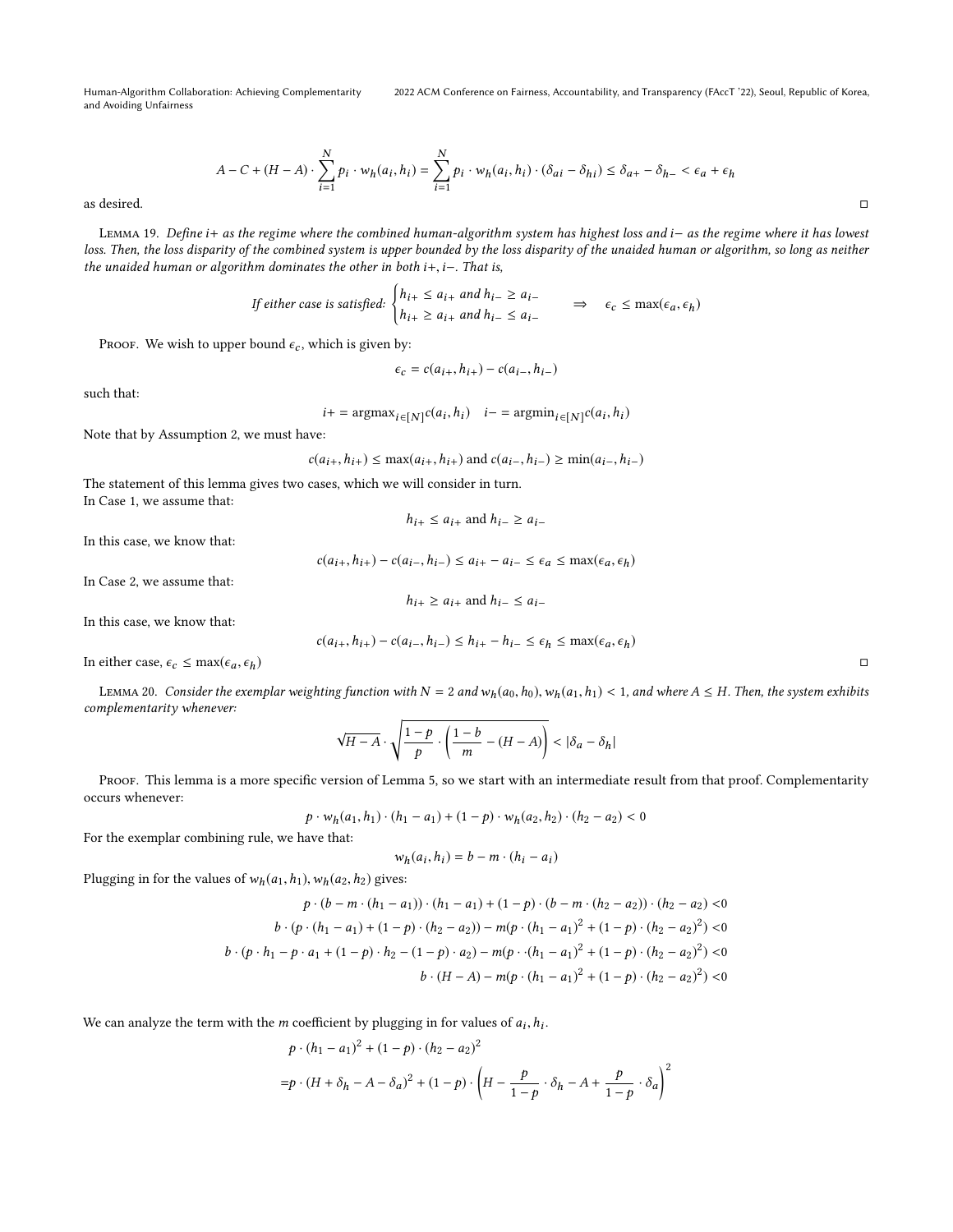$$A - C + (H - A) \cdot \sum_{i=1}^{N} p_i \cdot w_h(a_i, h_i) = \sum_{i=1}^{N} p_i \cdot w_h(a_i, h_i) \cdot (\delta_{ai} - \delta_{hi}) \leq \delta_{a+} - \delta_{h-} < \epsilon_a + \epsilon_h$$

as desired. □

Lemma 19. *Define $i+$ as the regime where the combined human-algorithm system has highest loss and $i-$ as the regime where it has lowest loss. Then, the loss disparity of the combined system is upper bounded by the loss disparity of the unaided human or algorithm, so long as neither the unaided human or algorithm dominates the other in both $i+, i-$. That is,*

$$\text{If either case is satisfied: } \begin{cases} h_{i+} \leq a_{i+} \text{ and } h_{i-} \geq a_{i-} \\ h_{i+} \geq a_{i+} \text{ and } h_{i-} \leq a_{i-} \end{cases} \quad \Rightarrow \quad \epsilon_c \leq \max(\epsilon_a, \epsilon_h)$$

Proof. We wish to upper bound $\epsilon_c$, which is given by:

$$\epsilon_c = c(a_{i+}, h_{i+}) - c(a_{i-}, h_{i-})$$

such that:

$$i+ = \text{argmax}_{i \in [N]} c(a_i, h_i) \quad i- = \text{argmin}_{i \in [N]} c(a_i, h_i)$$

Note that by Assumption 2, we must have:

$$c(a_{i+}, h_{i+}) \leq \max(a_{i+}, h_{i+}) \text{ and } c(a_{i-}, h_{i-}) \geq \min(a_{i-}, h_{i-})$$

The statement of this lemma gives two cases, which we will consider in turn.
In Case 1, we assume that:

$$h_{i+} \leq a_{i+} \text{ and } h_{i-} \geq a_{i-}$$

In this case, we know that:

$$c(a_{i+}, h_{i+}) - c(a_{i-}, h_{i-}) \leq a_{i+} - a_{i-} \leq \epsilon_a \leq \max(\epsilon_a, \epsilon_h)$$

In Case 2, we assume that:

$$h_{i+} \geq a_{i+} \text{ and } h_{i-} \leq a_{i-}$$

In this case, we know that:

$$c(a_{i+}, h_{i+}) - c(a_{i-}, h_{i-}) \leq h_{i+} - h_{i-} \leq \epsilon_h \leq \max(\epsilon_a, \epsilon_h)$$

In either case, $\epsilon_c \leq \max(\epsilon_a, \epsilon_h)$ □

Lemma 20. *Consider the exemplar weighting function with $N = 2$ and $w_h(a_0, h_0), w_h(a_1, h_1) < 1$, and where $A \leq H$. Then, the system exhibits complementarity whenever:*

$$\sqrt{H - A} \cdot \sqrt{\frac{1-p}{p} \cdot \left( \frac{1-b}{m} - (H - A) \right)} < |\delta_a - \delta_h|$$

Proof. This lemma is a more specific version of Lemma 5, so we start with an intermediate result from that proof. Complementarity occurs whenever:

$$p \cdot w_h(a_1, h_1) \cdot (h_1 - a_1) + (1 - p) \cdot w_h(a_2, h_2) \cdot (h_2 - a_2) < 0$$

For the exemplar combining rule, we have that:

$$w_h(a_i, h_i) = b - m \cdot (h_i - a_i)$$

Plugging in for the values of $w_h(a_1, h_1), w_h(a_2, h_2)$ gives:

$$\begin{aligned}
p \cdot (b - m \cdot (h_1 - a_1)) \cdot (h_1 - a_1) + (1 - p) \cdot (b - m \cdot (h_2 - a_2)) \cdot (h_2 - a_2) &< 0 \\
b \cdot (p \cdot (h_1 - a_1) + (1 - p) \cdot (h_2 - a_2)) - m(p \cdot (h_1 - a_1)^2 + (1 - p) \cdot (h_2 - a_2)^2) &< 0 \\
b \cdot (p \cdot h_1 - p \cdot a_1 + (1 - p) \cdot h_2 - (1 - p) \cdot a_2) - m(p \cdot \cdot (h_1 - a_1)^2 + (1 - p) \cdot (h_2 - a_2)^2) &< 0 \\
b \cdot (H - A) - m(p \cdot (h_1 - a_1)^2 + (1 - p) \cdot (h_2 - a_2)^2) &< 0
\end{aligned}$$

We can analyze the term with the $m$ coefficient by plugging in for values of $a_i, h_i$.

$$\begin{aligned}
&p \cdot (h_1 - a_1)^2 + (1 - p) \cdot (h_2 - a_2)^2 \\
=&p \cdot (H + \delta_h - A - \delta_a)^2 + (1 - p) \cdot \left( H - \frac{p}{1-p} \cdot \delta_h - A + \frac{p}{1-p} \cdot \delta_a \right)^2
\end{aligned}$$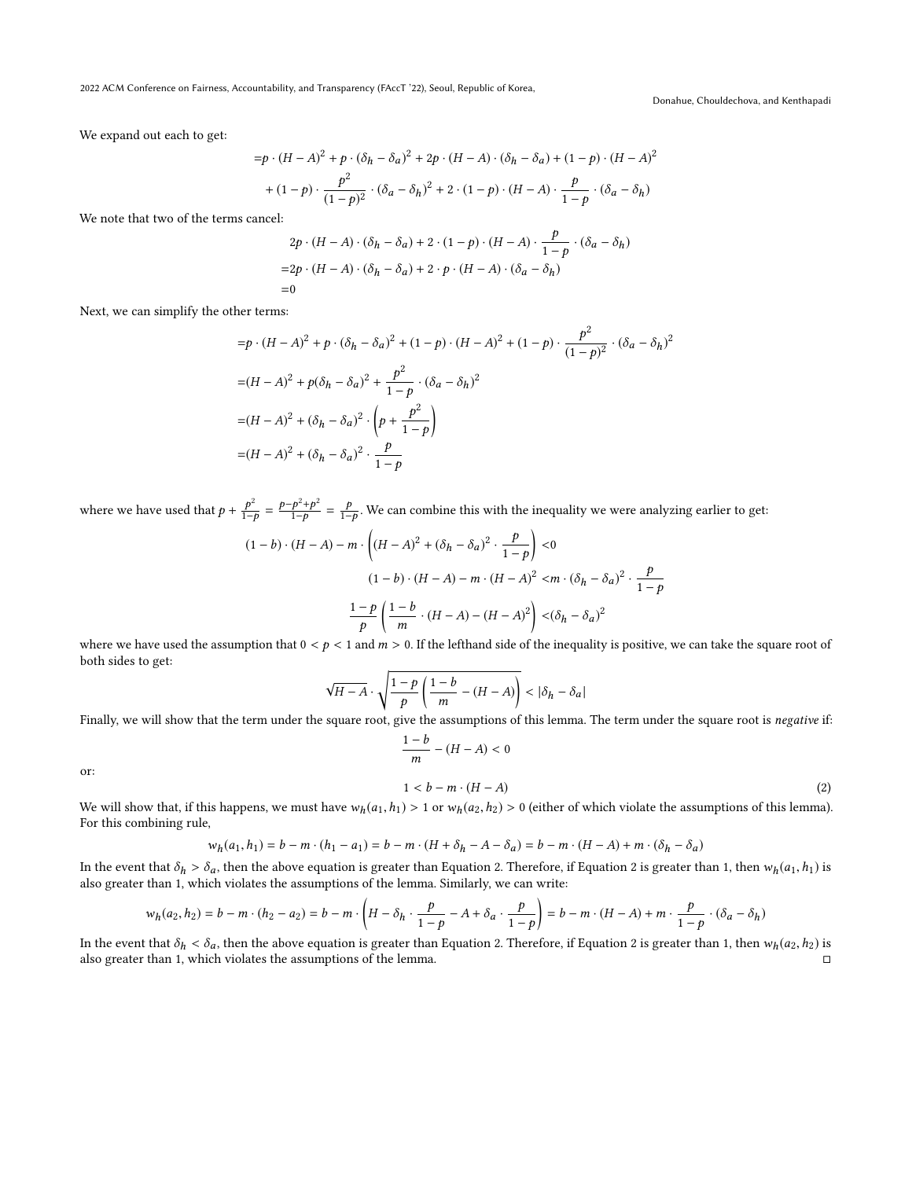We expand out each to get:

$$
\begin{aligned}
=&p \cdot (H-A)^2 + p \cdot (\delta_h - \delta_a)^2 + 2p \cdot (H-A) \cdot (\delta_h - \delta_a) + (1-p) \cdot (H-A)^2 \\
&+ (1-p) \cdot \frac{p^2}{(1-p)^2} \cdot (\delta_a - \delta_h)^2 + 2 \cdot (1-p) \cdot (H-A) \cdot \frac{p}{1-p} \cdot (\delta_a - \delta_h)
\end{aligned}
$$

We note that two of the terms cancel:

$$
\begin{aligned}
&2p \cdot (H-A) \cdot (\delta_h - \delta_a) + 2 \cdot (1-p) \cdot (H-A) \cdot \frac{p}{1-p} \cdot (\delta_a - \delta_h) \\
=&2p \cdot (H-A) \cdot (\delta_h - \delta_a) + 2 \cdot p \cdot (H-A) \cdot (\delta_a - \delta_h) \\
=&0
\end{aligned}
$$

Next, we can simplify the other terms:

$$
\begin{aligned}
=&p \cdot (H-A)^2 + p \cdot (\delta_h - \delta_a)^2 + (1-p) \cdot (H-A)^2 + (1-p) \cdot \frac{p^2}{(1-p)^2} \cdot (\delta_a - \delta_h)^2 \\
=&(H-A)^2 + p(\delta_h - \delta_a)^2 + \frac{p^2}{1-p} \cdot (\delta_a - \delta_h)^2 \\
=&(H-A)^2 + (\delta_h - \delta_a)^2 \cdot \left(p + \frac{p^2}{1-p}\right) \\
=&(H-A)^2 + (\delta_h - \delta_a)^2 \cdot \frac{p}{1-p}
\end{aligned}
$$

where we have used that $p + \frac{p^2}{1-p} = \frac{p - p^2 + p^2}{1-p} = \frac{p}{1-p}$. We can combine this with the inequality we were analyzing earlier to get:

$$
\begin{aligned}
(1-b) \cdot (H-A) - m \cdot \left((H-A)^2 + (\delta_h - \delta_a)^2 \cdot \frac{p}{1-p}\right) &< 0 \\
(1-b) \cdot (H-A) - m \cdot (H-A)^2 &< m \cdot (\delta_h - \delta_a)^2 \cdot \frac{p}{1-p} \\
\frac{1-p}{p}\left(\frac{1-b}{m} \cdot (H-A) - (H-A)^2\right) &< (\delta_h - \delta_a)^2
\end{aligned}
$$

where we have used the assumption that $0 < p < 1$ and $m > 0$. If the lefthand side of the inequality is positive, we can take the square root of both sides to get:

$$
\sqrt{H-A} \cdot \sqrt{\frac{1-p}{p}\left(\frac{1-b}{m} - (H-A)\right)} < |\delta_h - \delta_a|
$$

Finally, we will show that the term under the square root, give the assumptions of this lemma. The term under the square root is *negative* if:

$$
\frac{1-b}{m} - (H-A) < 0
$$

or:

$$
1 < b - m \cdot (H-A) \tag{2}
$$

We will show that, if this happens, we must have $w_h(a_1, h_1) > 1$ or $w_h(a_2, h_2) > 0$ (either of which violate the assumptions of this lemma). For this combining rule,

$$
w_h(a_1, h_1) = b - m \cdot (h_1 - a_1) = b - m \cdot (H + \delta_h - A - \delta_a) = b - m \cdot (H-A) + m \cdot (\delta_h - \delta_a)
$$

In the event that $\delta_h > \delta_a$, then the above equation is greater than Equation 2. Therefore, if Equation 2 is greater than 1, then $w_h(a_1, h_1)$ is also greater than 1, which violates the assumptions of the lemma. Similarly, we can write:

$$
w_h(a_2, h_2) = b - m \cdot (h_2 - a_2) = b - m \cdot \left(H - \delta_h \cdot \frac{p}{1-p} - A + \delta_a \cdot \frac{p}{1-p}\right) = b - m \cdot (H-A) + m \cdot \frac{p}{1-p} \cdot (\delta_a - \delta_h)
$$

In the event that $\delta_h < \delta_a$, then the above equation is greater than Equation 2. Therefore, if Equation 2 is greater than 1, then $w_h(a_2, h_2)$ is also greater than 1, which violates the assumptions of the lemma. □